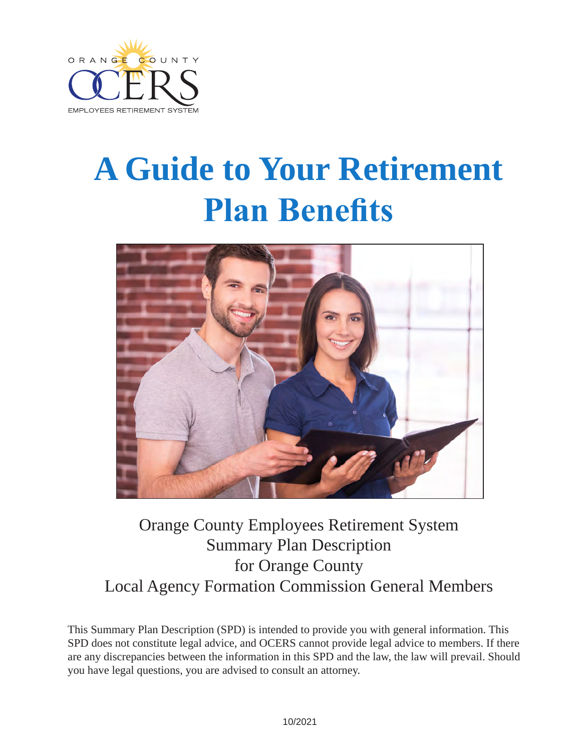ORANGE COUNTY OCERS EMPLOYEES RETIREMENT SYSTEM

# A Guide to Your Retirement Plan Benefits

Orange County Employees Retirement System
Summary Plan Description
for Orange County
Local Agency Formation Commission General Members

This Summary Plan Description (SPD) is intended to provide you with general information. This SPD does not constitute legal advice, and OCERS cannot provide legal advice to members. If there are any discrepancies between the information in this SPD and the law, the law will prevail. Should you have legal questions, you are advised to consult an attorney.

10/2021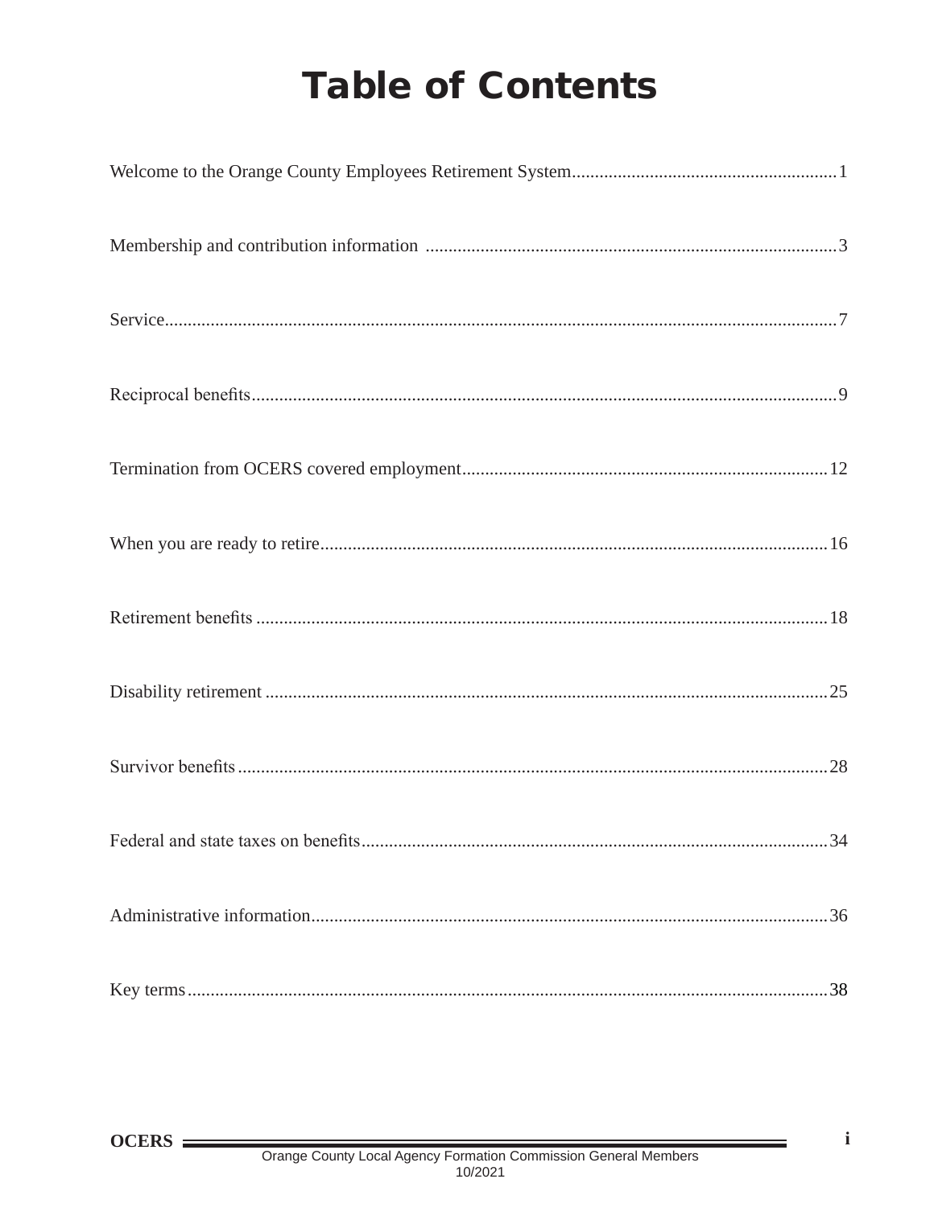# Table of Contents

| | |
|---|---|
| Welcome to the Orange County Employees Retirement System | 1 |
| Membership and contribution information | 3 |
| Service | 7 |
| Reciprocal benefits | 9 |
| Termination from OCERS covered employment | 12 |
| When you are ready to retire | 16 |
| Retirement benefits | 18 |
| Disability retirement | 25 |
| Survivor benefits | 28 |
| Federal and state taxes on benefits | 34 |
| Administrative information | 36 |
| Key terms | 38 |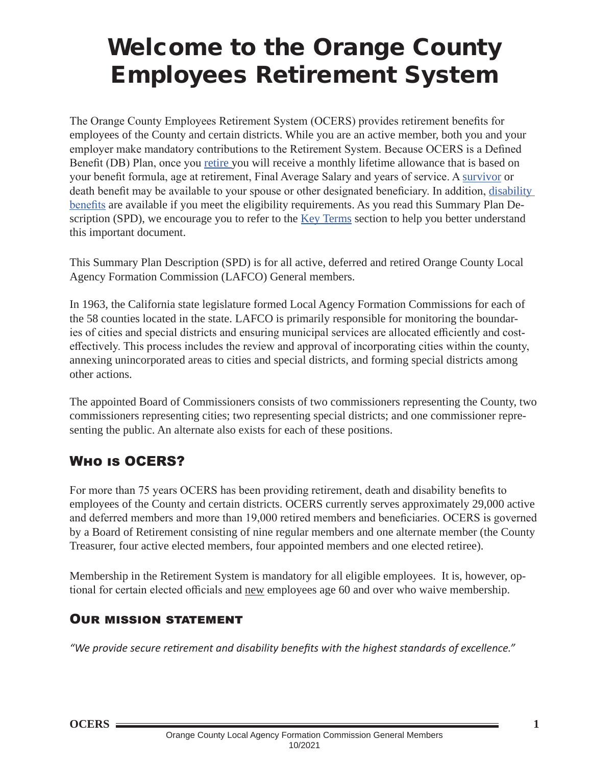# Welcome to the Orange County Employees Retirement System

The Orange County Employees Retirement System (OCERS) provides retirement benefits for employees of the County and certain districts. While you are an active member, both you and your employer make mandatory contributions to the Retirement System. Because OCERS is a Defined Benefit (DB) Plan, once you retire you will receive a monthly lifetime allowance that is based on your benefit formula, age at retirement, Final Average Salary and years of service. A survivor or death benefit may be available to your spouse or other designated beneficiary. In addition, disability benefits are available if you meet the eligibility requirements. As you read this Summary Plan Description (SPD), we encourage you to refer to the Key Terms section to help you better understand this important document.

This Summary Plan Description (SPD) is for all active, deferred and retired Orange County Local Agency Formation Commission (LAFCO) General members.

In 1963, the California state legislature formed Local Agency Formation Commissions for each of the 58 counties located in the state. LAFCO is primarily responsible for monitoring the boundaries of cities and special districts and ensuring municipal services are allocated efficiently and cost-effectively. This process includes the review and approval of incorporating cities within the county, annexing unincorporated areas to cities and special districts, and forming special districts among other actions.

The appointed Board of Commissioners consists of two commissioners representing the County, two commissioners representing cities; two representing special districts; and one commissioner representing the public. An alternate also exists for each of these positions.

## Who is OCERS?

For more than 75 years OCERS has been providing retirement, death and disability benefits to employees of the County and certain districts. OCERS currently serves approximately 29,000 active and deferred members and more than 19,000 retired members and beneficiaries. OCERS is governed by a Board of Retirement consisting of nine regular members and one alternate member (the County Treasurer, four active elected members, four appointed members and one elected retiree).

Membership in the Retirement System is mandatory for all eligible employees. It is, however, optional for certain elected officials and new employees age 60 and over who waive membership.

### Our mission statement

*"We provide secure retirement and disability benefits with the highest standards of excellence."*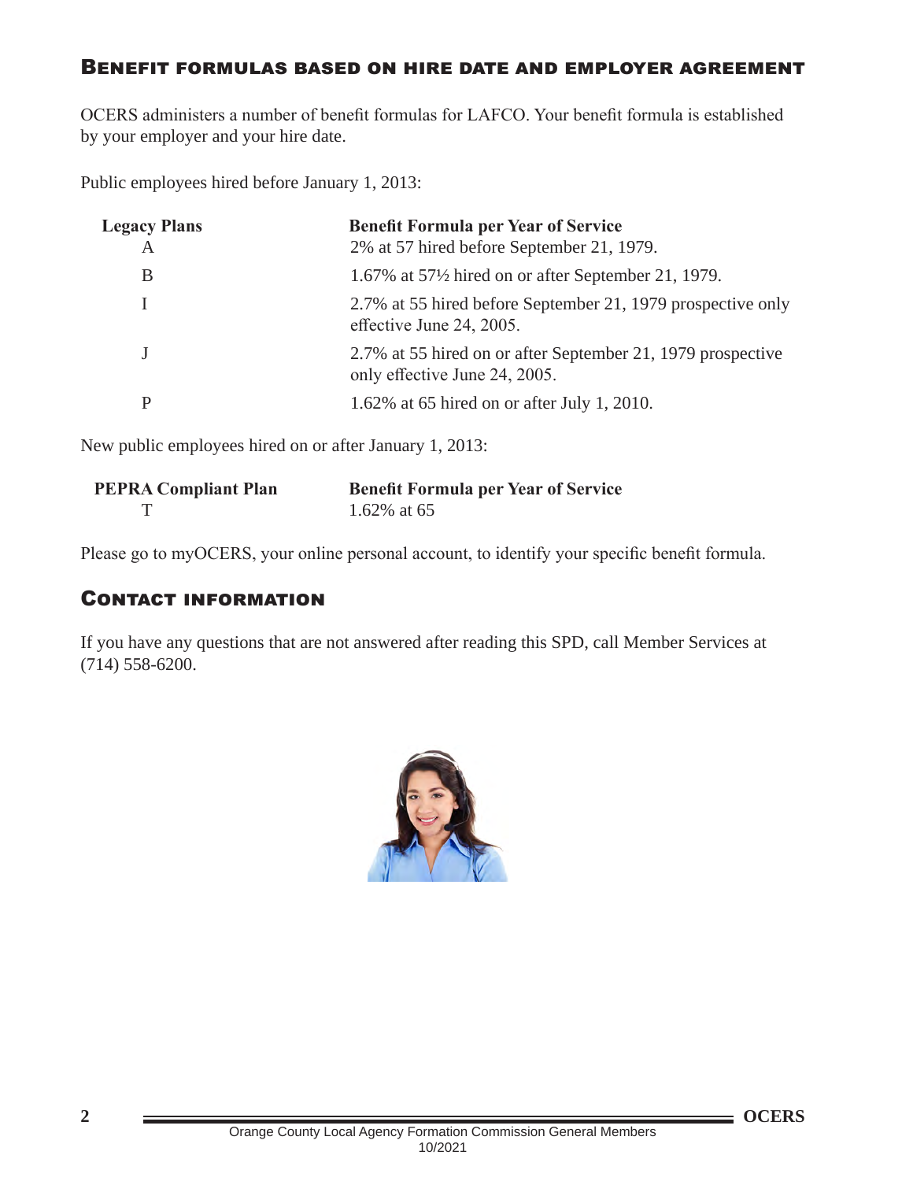## Benefit formulas based on hire date and employer agreement

OCERS administers a number of benefit formulas for LAFCO. Your benefit formula is established by your employer and your hire date.

Public employees hired before January 1, 2013:

| Legacy Plans | Benefit Formula per Year of Service |
|---|---|
| A | 2% at 57 hired before September 21, 1979. |
| B | 1.67% at 57½ hired on or after September 21, 1979. |
| I | 2.7% at 55 hired before September 21, 1979 prospective only effective June 24, 2005. |
| J | 2.7% at 55 hired on or after September 21, 1979 prospective only effective June 24, 2005. |
| P | 1.62% at 65 hired on or after July 1, 2010. |

New public employees hired on or after January 1, 2013:

| PEPRA Compliant Plan | Benefit Formula per Year of Service |
|---|---|
| T | 1.62% at 65 |

Please go to myOCERS, your online personal account, to identify your specific benefit formula.

## Contact information

If you have any questions that are not answered after reading this SPD, call Member Services at (714) 558-6200.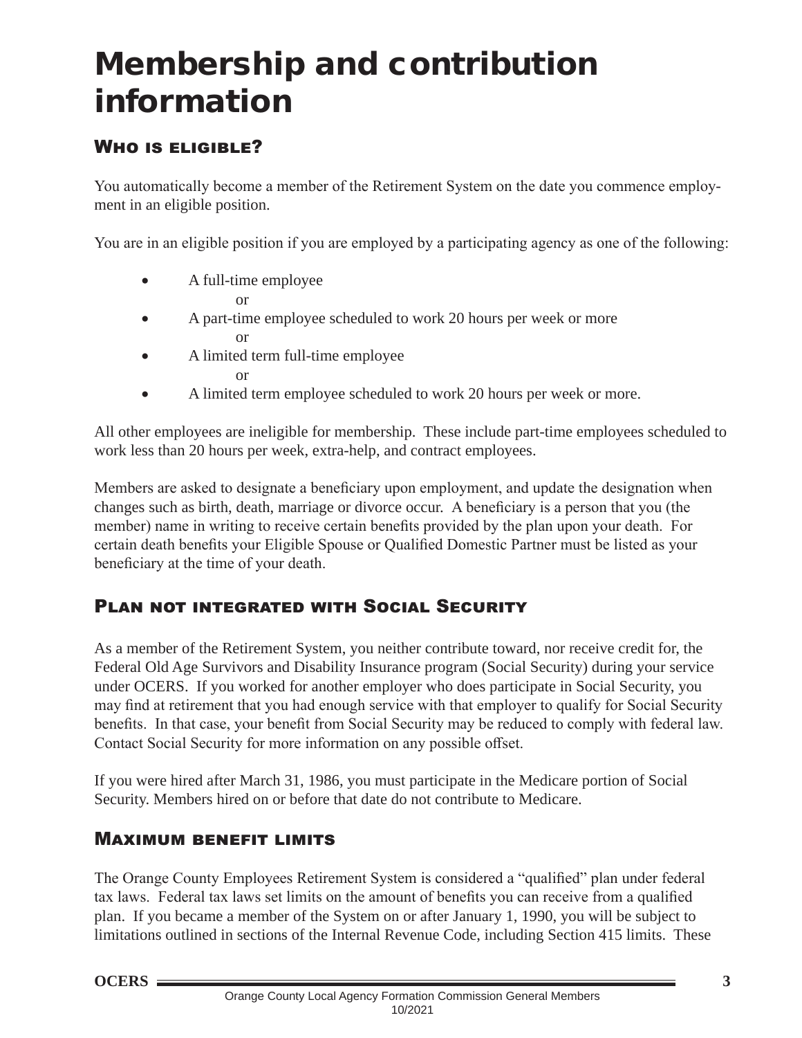# Membership and contribution information

## Who is eligible?

You automatically become a member of the Retirement System on the date you commence employment in an eligible position.

You are in an eligible position if you are employed by a participating agency as one of the following:

- A full-time employee
  
  or
- A part-time employee scheduled to work 20 hours per week or more
  
  or
- A limited term full-time employee
  
  or
- A limited term employee scheduled to work 20 hours per week or more.

All other employees are ineligible for membership. These include part-time employees scheduled to work less than 20 hours per week, extra-help, and contract employees.

Members are asked to designate a beneficiary upon employment, and update the designation when changes such as birth, death, marriage or divorce occur. A beneficiary is a person that you (the member) name in writing to receive certain benefits provided by the plan upon your death. For certain death benefits your Eligible Spouse or Qualified Domestic Partner must be listed as your beneficiary at the time of your death.

## Plan not integrated with Social Security

As a member of the Retirement System, you neither contribute toward, nor receive credit for, the Federal Old Age Survivors and Disability Insurance program (Social Security) during your service under OCERS. If you worked for another employer who does participate in Social Security, you may find at retirement that you had enough service with that employer to qualify for Social Security benefits. In that case, your benefit from Social Security may be reduced to comply with federal law. Contact Social Security for more information on any possible offset.

If you were hired after March 31, 1986, you must participate in the Medicare portion of Social Security. Members hired on or before that date do not contribute to Medicare.

## Maximum benefit limits

The Orange County Employees Retirement System is considered a "qualified" plan under federal tax laws. Federal tax laws set limits on the amount of benefits you can receive from a qualified plan. If you became a member of the System on or after January 1, 1990, you will be subject to limitations outlined in sections of the Internal Revenue Code, including Section 415 limits. These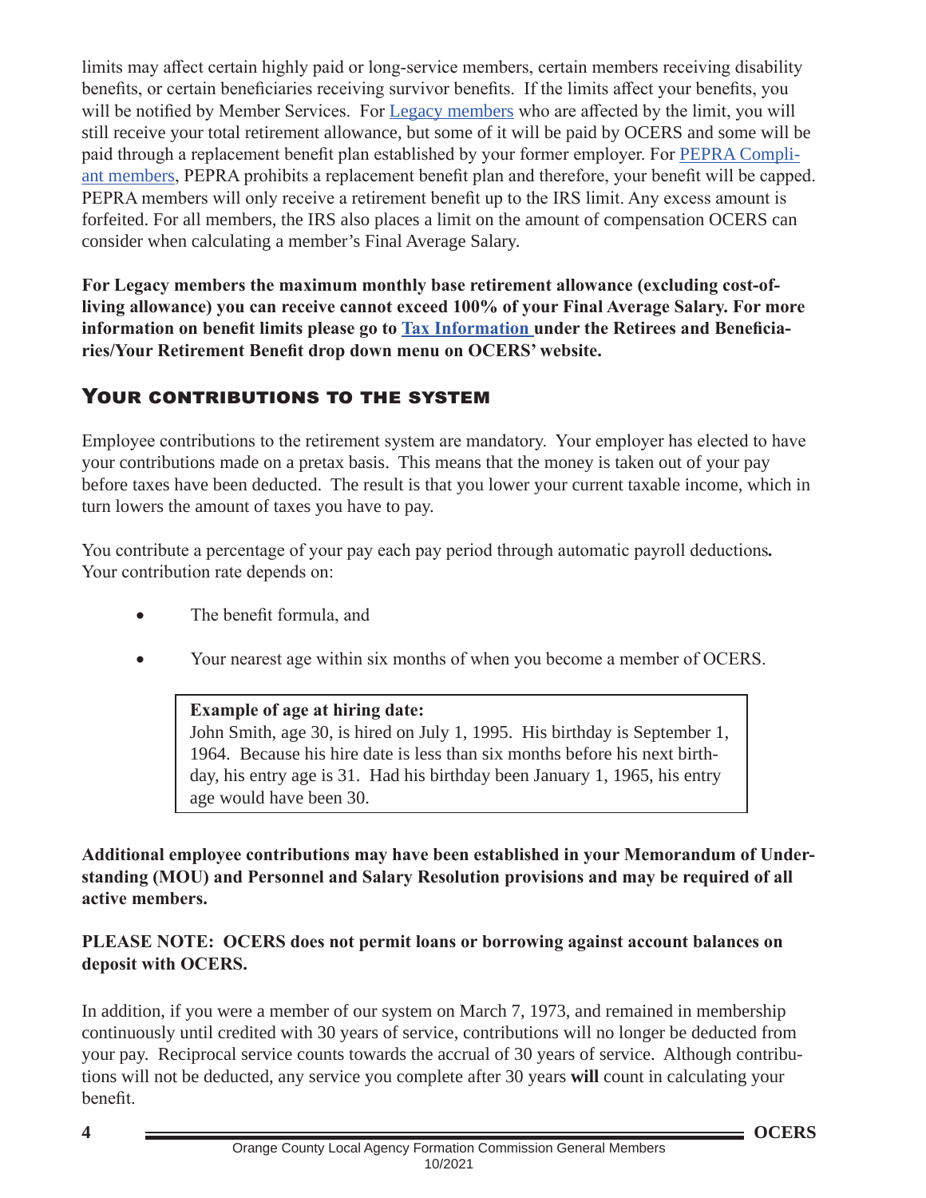limits may affect certain highly paid or long-service members, certain members receiving disability benefits, or certain beneficiaries receiving survivor benefits. If the limits affect your benefits, you will be notified by Member Services. For Legacy members who are affected by the limit, you will still receive your total retirement allowance, but some of it will be paid by OCERS and some will be paid through a replacement benefit plan established by your former employer. For PEPRA Compliant members, PEPRA prohibits a replacement benefit plan and therefore, your benefit will be capped. PEPRA members will only receive a retirement benefit up to the IRS limit. Any excess amount is forfeited. For all members, the IRS also places a limit on the amount of compensation OCERS can consider when calculating a member's Final Average Salary.

**For Legacy members the maximum monthly base retirement allowance (excluding cost-of-living allowance) you can receive cannot exceed 100% of your Final Average Salary. For more information on benefit limits please go to Tax Information under the Retirees and Beneficiaries/Your Retirement Benefit drop down menu on OCERS' website.**

## Your contributions to the system

Employee contributions to the retirement system are mandatory. Your employer has elected to have your contributions made on a pretax basis. This means that the money is taken out of your pay before taxes have been deducted. The result is that you lower your current taxable income, which in turn lowers the amount of taxes you have to pay.

You contribute a percentage of your pay each pay period through automatic payroll deductions**.** Your contribution rate depends on:

- The benefit formula, and
- Your nearest age within six months of when you become a member of OCERS.

> **Example of age at hiring date:**
> John Smith, age 30, is hired on July 1, 1995. His birthday is September 1, 1964. Because his hire date is less than six months before his next birthday, his entry age is 31. Had his birthday been January 1, 1965, his entry age would have been 30.

**Additional employee contributions may have been established in your Memorandum of Understanding (MOU) and Personnel and Salary Resolution provisions and may be required of all active members.**

**PLEASE NOTE: OCERS does not permit loans or borrowing against account balances on deposit with OCERS.**

In addition, if you were a member of our system on March 7, 1973, and remained in membership continuously until credited with 30 years of service, contributions will no longer be deducted from your pay. Reciprocal service counts towards the accrual of 30 years of service. Although contributions will not be deducted, any service you complete after 30 years **will** count in calculating your benefit.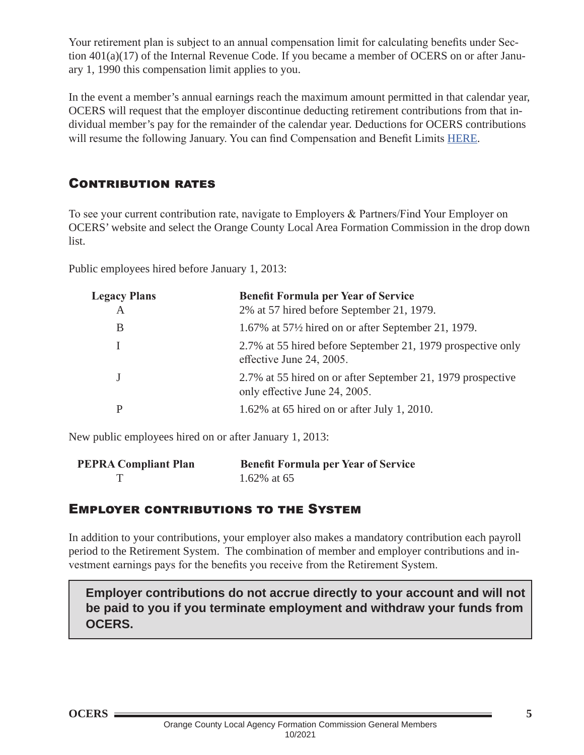Your retirement plan is subject to an annual compensation limit for calculating benefits under Section 401(a)(17) of the Internal Revenue Code. If you became a member of OCERS on or after January 1, 1990 this compensation limit applies to you.

In the event a member's annual earnings reach the maximum amount permitted in that calendar year, OCERS will request that the employer discontinue deducting retirement contributions from that individual member's pay for the remainder of the calendar year. Deductions for OCERS contributions will resume the following January. You can find Compensation and Benefit Limits HERE.

## Contribution rates

To see your current contribution rate, navigate to Employers & Partners/Find Your Employer on OCERS' website and select the Orange County Local Area Formation Commission in the drop down list.

Public employees hired before January 1, 2013:

| Legacy Plans | Benefit Formula per Year of Service |
|---|---|
| A | 2% at 57 hired before September 21, 1979. |
| B | 1.67% at 57½ hired on or after September 21, 1979. |
| I | 2.7% at 55 hired before September 21, 1979 prospective only effective June 24, 2005. |
| J | 2.7% at 55 hired on or after September 21, 1979 prospective only effective June 24, 2005. |
| P | 1.62% at 65 hired on or after July 1, 2010. |

New public employees hired on or after January 1, 2013:

| PEPRA Compliant Plan | Benefit Formula per Year of Service |
|---|---|
| T | 1.62% at 65 |

## Employer contributions to the System

In addition to your contributions, your employer also makes a mandatory contribution each payroll period to the Retirement System. The combination of member and employer contributions and investment earnings pays for the benefits you receive from the Retirement System.

**Employer contributions do not accrue directly to your account and will not be paid to you if you terminate employment and withdraw your funds from OCERS.**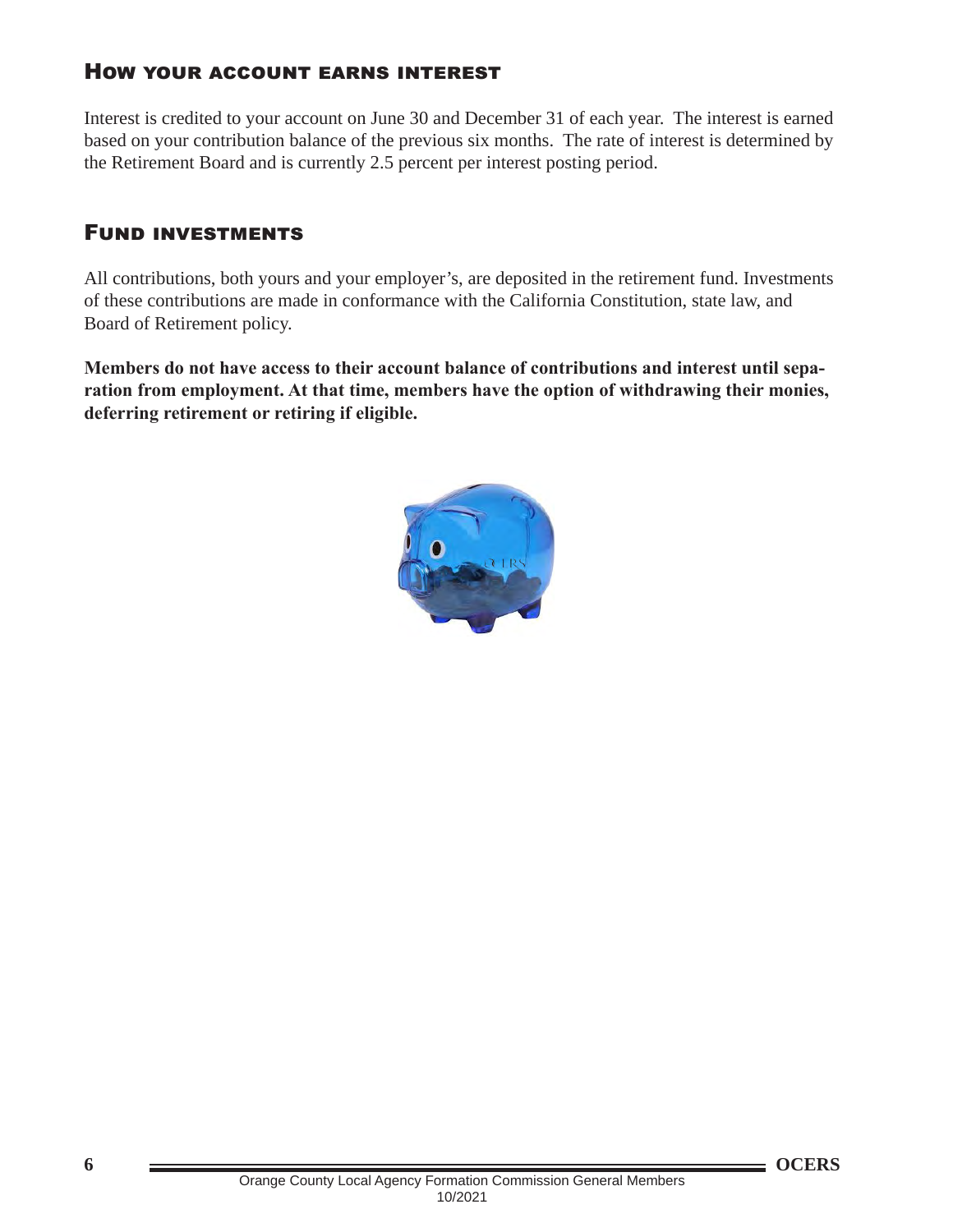## How your account earns interest

Interest is credited to your account on June 30 and December 31 of each year. The interest is earned based on your contribution balance of the previous six months. The rate of interest is determined by the Retirement Board and is currently 2.5 percent per interest posting period.

## Fund investments

All contributions, both yours and your employer's, are deposited in the retirement fund. Investments of these contributions are made in conformance with the California Constitution, state law, and Board of Retirement policy.

**Members do not have access to their account balance of contributions and interest until separation from employment. At that time, members have the option of withdrawing their monies, deferring retirement or retiring if eligible.**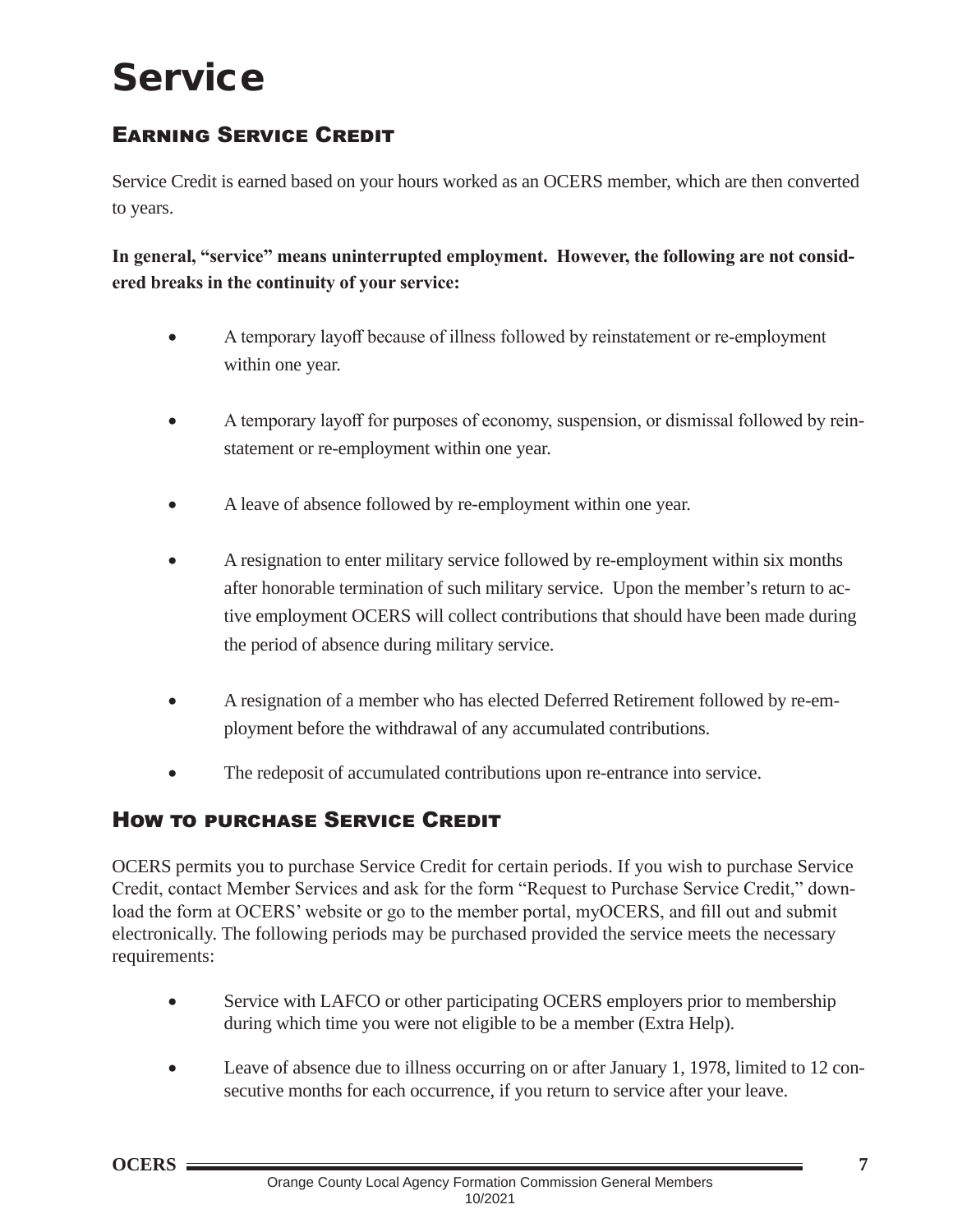# Service

## Earning Service Credit

Service Credit is earned based on your hours worked as an OCERS member, which are then converted to years.

**In general, "service" means uninterrupted employment. However, the following are not considered breaks in the continuity of your service:**

- A temporary layoff because of illness followed by reinstatement or re-employment within one year.
- A temporary layoff for purposes of economy, suspension, or dismissal followed by reinstatement or re-employment within one year.
- A leave of absence followed by re-employment within one year.
- A resignation to enter military service followed by re-employment within six months after honorable termination of such military service. Upon the member's return to active employment OCERS will collect contributions that should have been made during the period of absence during military service.
- A resignation of a member who has elected Deferred Retirement followed by re-employment before the withdrawal of any accumulated contributions.
- The redeposit of accumulated contributions upon re-entrance into service.

## How to purchase Service Credit

OCERS permits you to purchase Service Credit for certain periods. If you wish to purchase Service Credit, contact Member Services and ask for the form "Request to Purchase Service Credit," download the form at OCERS' website or go to the member portal, myOCERS, and fill out and submit electronically. The following periods may be purchased provided the service meets the necessary requirements:

- Service with LAFCO or other participating OCERS employers prior to membership during which time you were not eligible to be a member (Extra Help).
- Leave of absence due to illness occurring on or after January 1, 1978, limited to 12 consecutive months for each occurrence, if you return to service after your leave.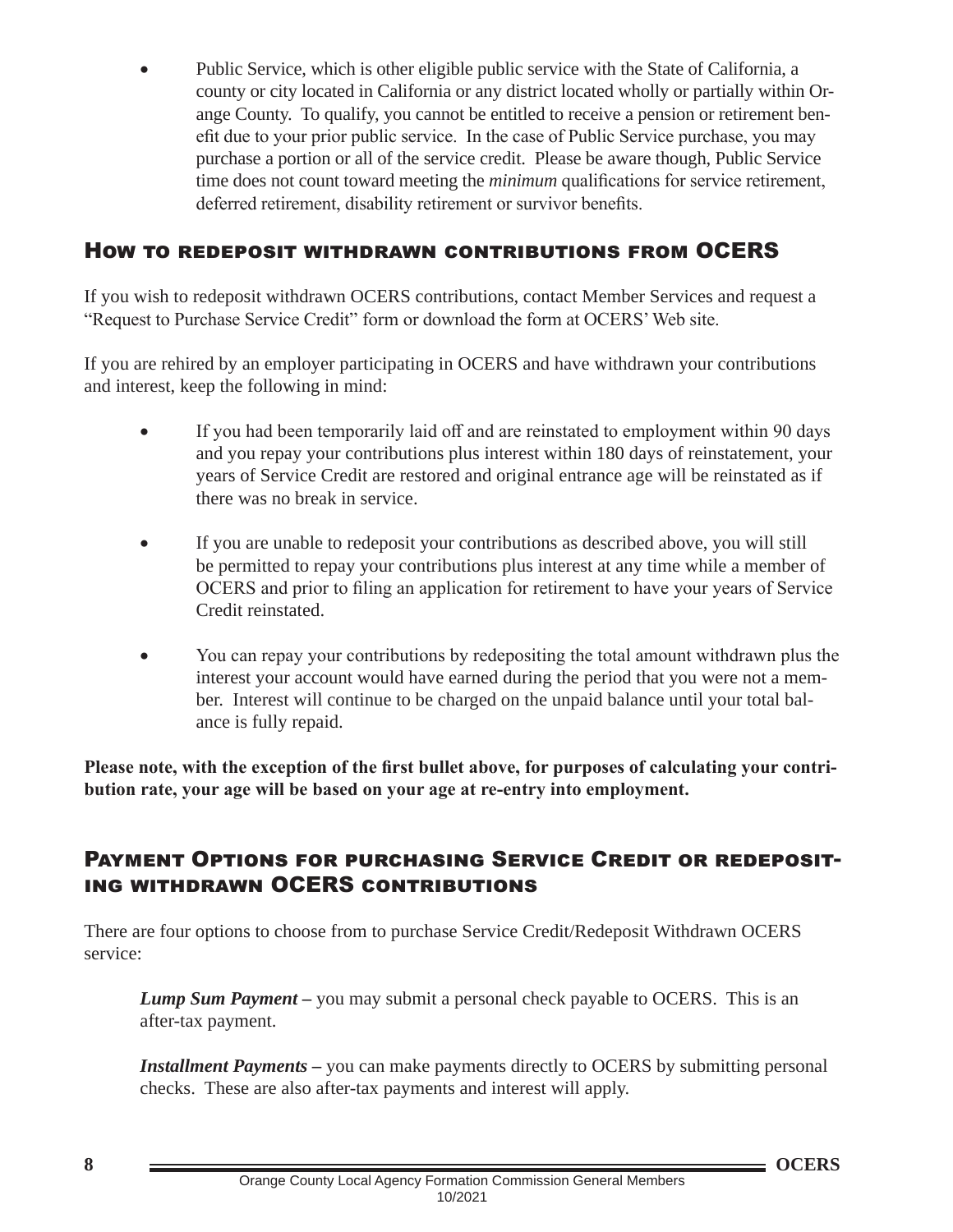- Public Service, which is other eligible public service with the State of California, a county or city located in California or any district located wholly or partially within Orange County. To qualify, you cannot be entitled to receive a pension or retirement benefit due to your prior public service. In the case of Public Service purchase, you may purchase a portion or all of the service credit. Please be aware though, Public Service time does not count toward meeting the *minimum* qualifications for service retirement, deferred retirement, disability retirement or survivor benefits.

## How to redeposit withdrawn contributions from OCERS

If you wish to redeposit withdrawn OCERS contributions, contact Member Services and request a "Request to Purchase Service Credit" form or download the form at OCERS' Web site.

If you are rehired by an employer participating in OCERS and have withdrawn your contributions and interest, keep the following in mind:

- If you had been temporarily laid off and are reinstated to employment within 90 days and you repay your contributions plus interest within 180 days of reinstatement, your years of Service Credit are restored and original entrance age will be reinstated as if there was no break in service.
- If you are unable to redeposit your contributions as described above, you will still be permitted to repay your contributions plus interest at any time while a member of OCERS and prior to filing an application for retirement to have your years of Service Credit reinstated.
- You can repay your contributions by redepositing the total amount withdrawn plus the interest your account would have earned during the period that you were not a member. Interest will continue to be charged on the unpaid balance until your total balance is fully repaid.

**Please note, with the exception of the first bullet above, for purposes of calculating your contribution rate, your age will be based on your age at re-entry into employment.**

## Payment Options for purchasing Service Credit or redepositing withdrawn OCERS contributions

There are four options to choose from to purchase Service Credit/Redeposit Withdrawn OCERS service:

***Lump Sum Payment –*** you may submit a personal check payable to OCERS. This is an after-tax payment.

***Installment Payments –*** you can make payments directly to OCERS by submitting personal checks. These are also after-tax payments and interest will apply.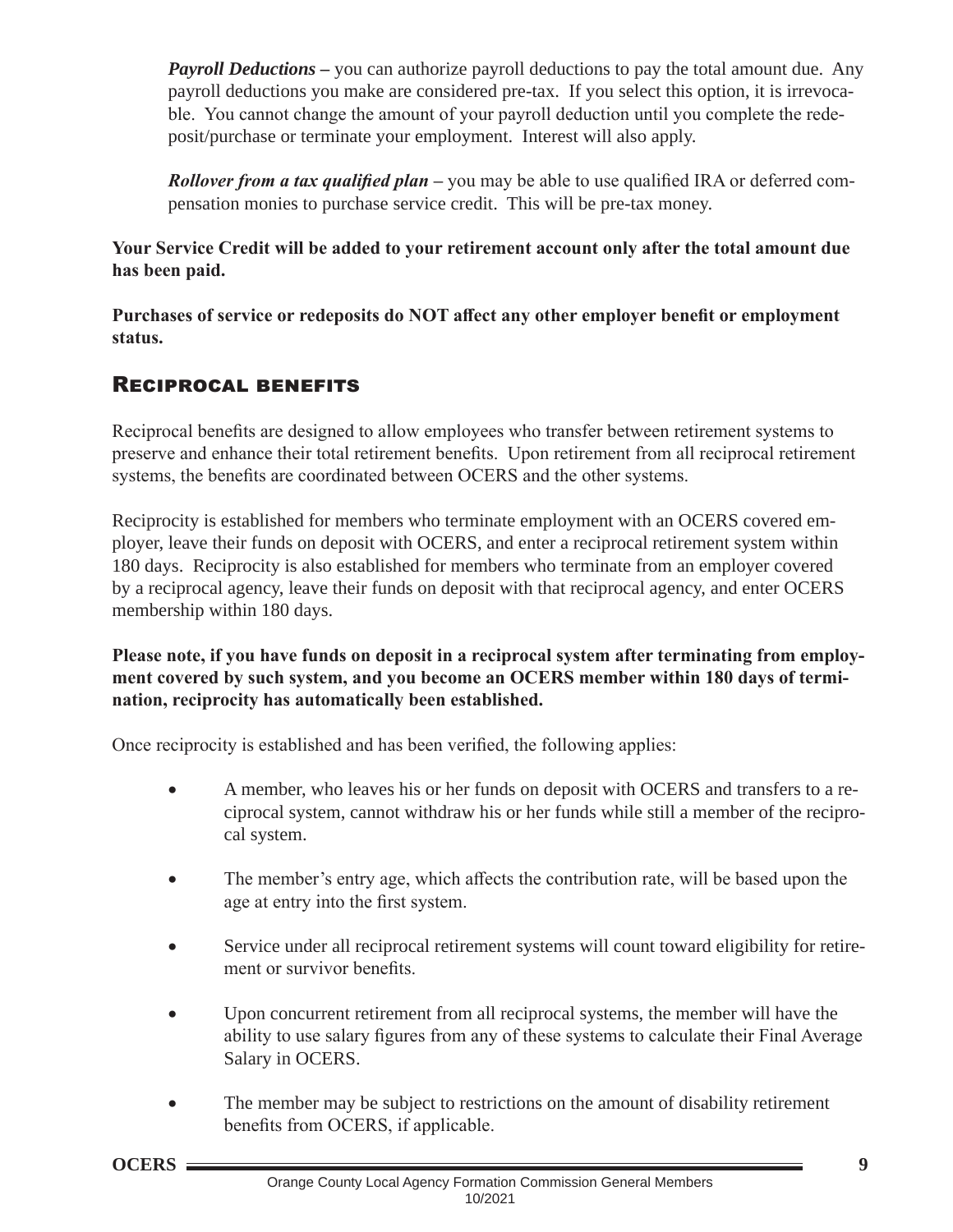*Payroll Deductions* – you can authorize payroll deductions to pay the total amount due. Any payroll deductions you make are considered pre-tax. If you select this option, it is irrevocable. You cannot change the amount of your payroll deduction until you complete the redeposit/purchase or terminate your employment. Interest will also apply.

*Rollover from a tax qualified plan* – you may be able to use qualified IRA or deferred compensation monies to purchase service credit. This will be pre-tax money.

**Your Service Credit will be added to your retirement account only after the total amount due has been paid.**

**Purchases of service or redeposits do NOT affect any other employer benefit or employment status.**

## Reciprocal benefits

Reciprocal benefits are designed to allow employees who transfer between retirement systems to preserve and enhance their total retirement benefits. Upon retirement from all reciprocal retirement systems, the benefits are coordinated between OCERS and the other systems.

Reciprocity is established for members who terminate employment with an OCERS covered employer, leave their funds on deposit with OCERS, and enter a reciprocal retirement system within 180 days. Reciprocity is also established for members who terminate from an employer covered by a reciprocal agency, leave their funds on deposit with that reciprocal agency, and enter OCERS membership within 180 days.

**Please note, if you have funds on deposit in a reciprocal system after terminating from employment covered by such system, and you become an OCERS member within 180 days of termination, reciprocity has automatically been established.**

Once reciprocity is established and has been verified, the following applies:

- A member, who leaves his or her funds on deposit with OCERS and transfers to a reciprocal system, cannot withdraw his or her funds while still a member of the reciprocal system.
- The member's entry age, which affects the contribution rate, will be based upon the age at entry into the first system.
- Service under all reciprocal retirement systems will count toward eligibility for retirement or survivor benefits.
- Upon concurrent retirement from all reciprocal systems, the member will have the ability to use salary figures from any of these systems to calculate their Final Average Salary in OCERS.
- The member may be subject to restrictions on the amount of disability retirement benefits from OCERS, if applicable.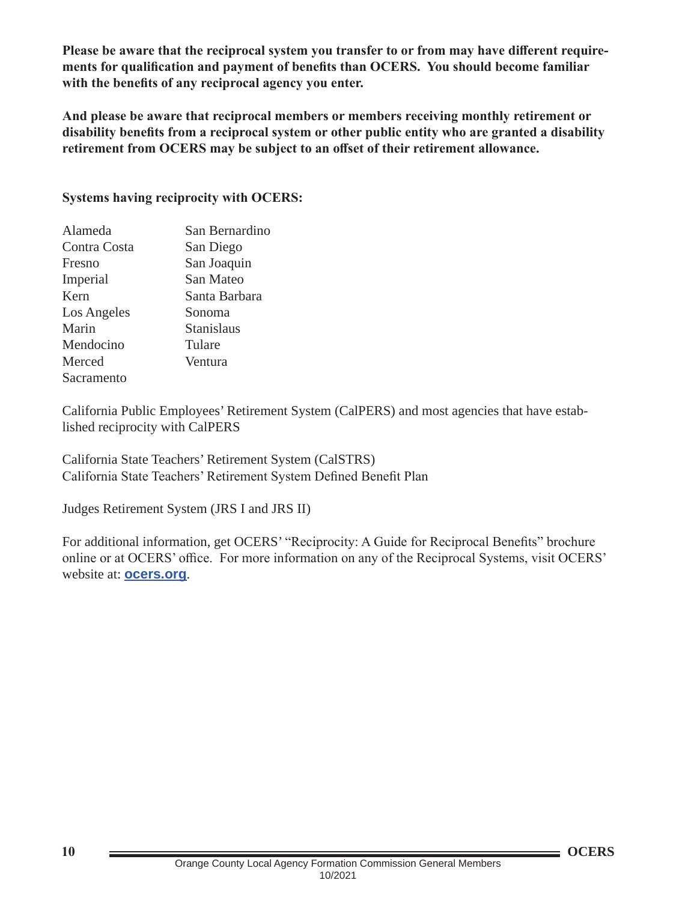**Please be aware that the reciprocal system you transfer to or from may have different requirements for qualification and payment of benefits than OCERS. You should become familiar with the benefits of any reciprocal agency you enter.**

**And please be aware that reciprocal members or members receiving monthly retirement or disability benefits from a reciprocal system or other public entity who are granted a disability retirement from OCERS may be subject to an offset of their retirement allowance.**

**Systems having reciprocity with OCERS:**

Alameda
Contra Costa
Fresno
Imperial
Kern
Los Angeles
Marin
Mendocino
Merced
Sacramento
San Bernardino
San Diego
San Joaquin
San Mateo
Santa Barbara
Sonoma
Stanislaus
Tulare
Ventura

California Public Employees' Retirement System (CalPERS) and most agencies that have established reciprocity with CalPERS

California State Teachers' Retirement System (CalSTRS)
California State Teachers' Retirement System Defined Benefit Plan

Judges Retirement System (JRS I and JRS II)

For additional information, get OCERS' "Reciprocity: A Guide for Reciprocal Benefits" brochure online or at OCERS' office. For more information on any of the Reciprocal Systems, visit OCERS' website at: **ocers.org**.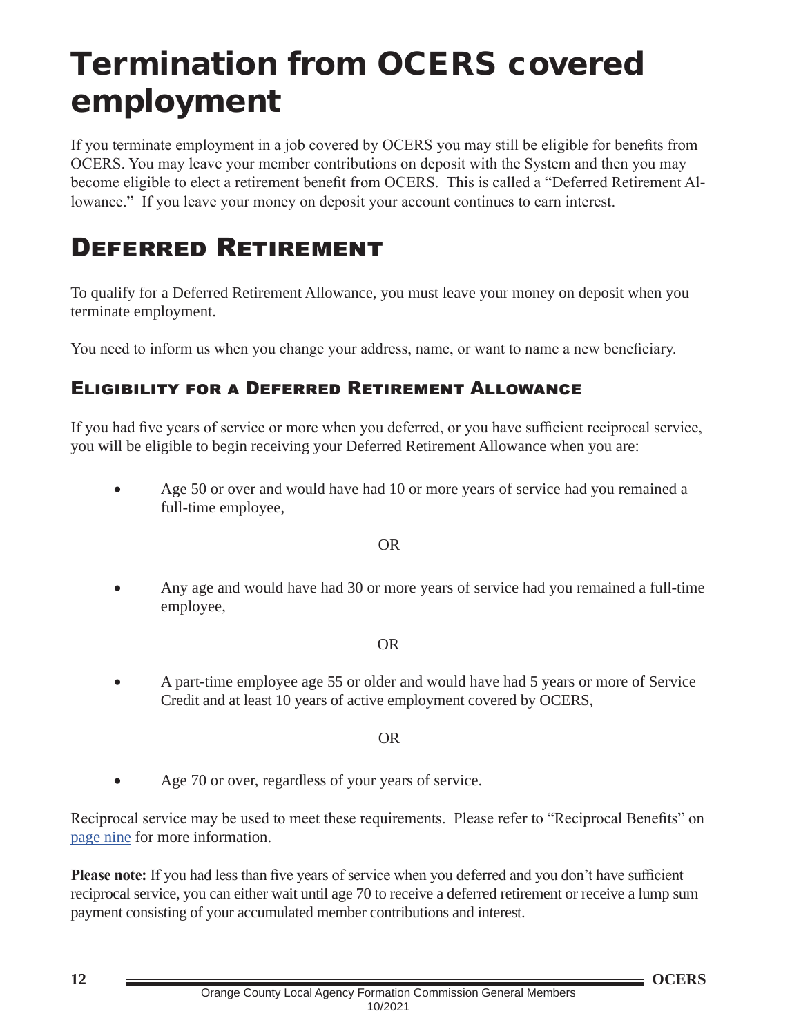# Termination from OCERS covered employment

If you terminate employment in a job covered by OCERS you may still be eligible for benefits from OCERS. You may leave your member contributions on deposit with the System and then you may become eligible to elect a retirement benefit from OCERS. This is called a "Deferred Retirement Allowance." If you leave your money on deposit your account continues to earn interest.

## Deferred Retirement

To qualify for a Deferred Retirement Allowance, you must leave your money on deposit when you terminate employment.

You need to inform us when you change your address, name, or want to name a new beneficiary.

### Eligibility for a Deferred Retirement Allowance

If you had five years of service or more when you deferred, or you have sufficient reciprocal service, you will be eligible to begin receiving your Deferred Retirement Allowance when you are:

- Age 50 or over and would have had 10 or more years of service had you remained a full-time employee,

OR

- Any age and would have had 30 or more years of service had you remained a full-time employee,

OR

- A part-time employee age 55 or older and would have had 5 years or more of Service Credit and at least 10 years of active employment covered by OCERS,

OR

- Age 70 or over, regardless of your years of service.

Reciprocal service may be used to meet these requirements. Please refer to "Reciprocal Benefits" on page nine for more information.

**Please note:** If you had less than five years of service when you deferred and you don't have sufficient reciprocal service, you can either wait until age 70 to receive a deferred retirement or receive a lump sum payment consisting of your accumulated member contributions and interest.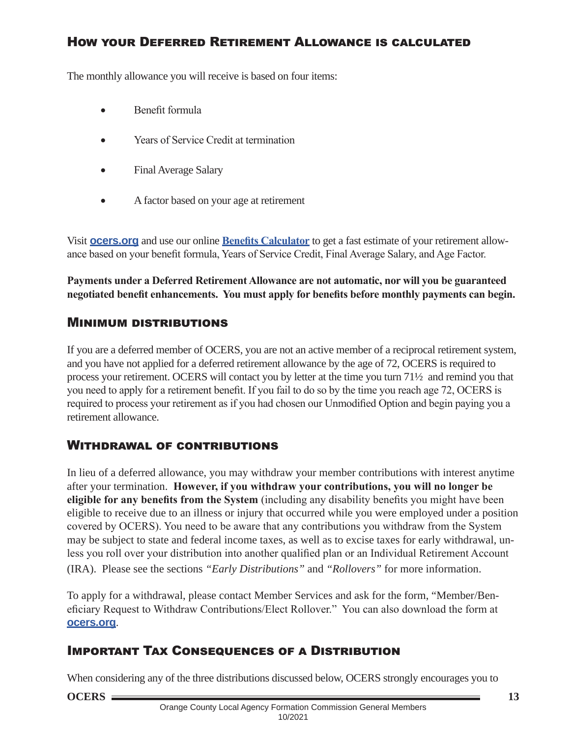## How your Deferred Retirement Allowance is calculated

The monthly allowance you will receive is based on four items:

- Benefit formula
- Years of Service Credit at termination
- Final Average Salary
- A factor based on your age at retirement

Visit **ocers.org** and use our online **Benefits Calculator** to get a fast estimate of your retirement allowance based on your benefit formula, Years of Service Credit, Final Average Salary, and Age Factor.

**Payments under a Deferred Retirement Allowance are not automatic, nor will you be guaranteed negotiated benefit enhancements. You must apply for benefits before monthly payments can begin.**

## Minimum distributions

If you are a deferred member of OCERS, you are not an active member of a reciprocal retirement system, and you have not applied for a deferred retirement allowance by the age of 72, OCERS is required to process your retirement. OCERS will contact you by letter at the time you turn 71½ and remind you that you need to apply for a retirement benefit. If you fail to do so by the time you reach age 72, OCERS is required to process your retirement as if you had chosen our Unmodified Option and begin paying you a retirement allowance.

## Withdrawal of contributions

In lieu of a deferred allowance, you may withdraw your member contributions with interest anytime after your termination. **However, if you withdraw your contributions, you will no longer be eligible for any benefits from the System** (including any disability benefits you might have been eligible to receive due to an illness or injury that occurred while you were employed under a position covered by OCERS). You need to be aware that any contributions you withdraw from the System may be subject to state and federal income taxes, as well as to excise taxes for early withdrawal, unless you roll over your distribution into another qualified plan or an Individual Retirement Account (IRA). Please see the sections *"Early Distributions"* and *"Rollovers"* for more information.

To apply for a withdrawal, please contact Member Services and ask for the form, "Member/Beneficiary Request to Withdraw Contributions/Elect Rollover." You can also download the form at **ocers.org**.

## Important Tax Consequences of a Distribution

When considering any of the three distributions discussed below, OCERS strongly encourages you to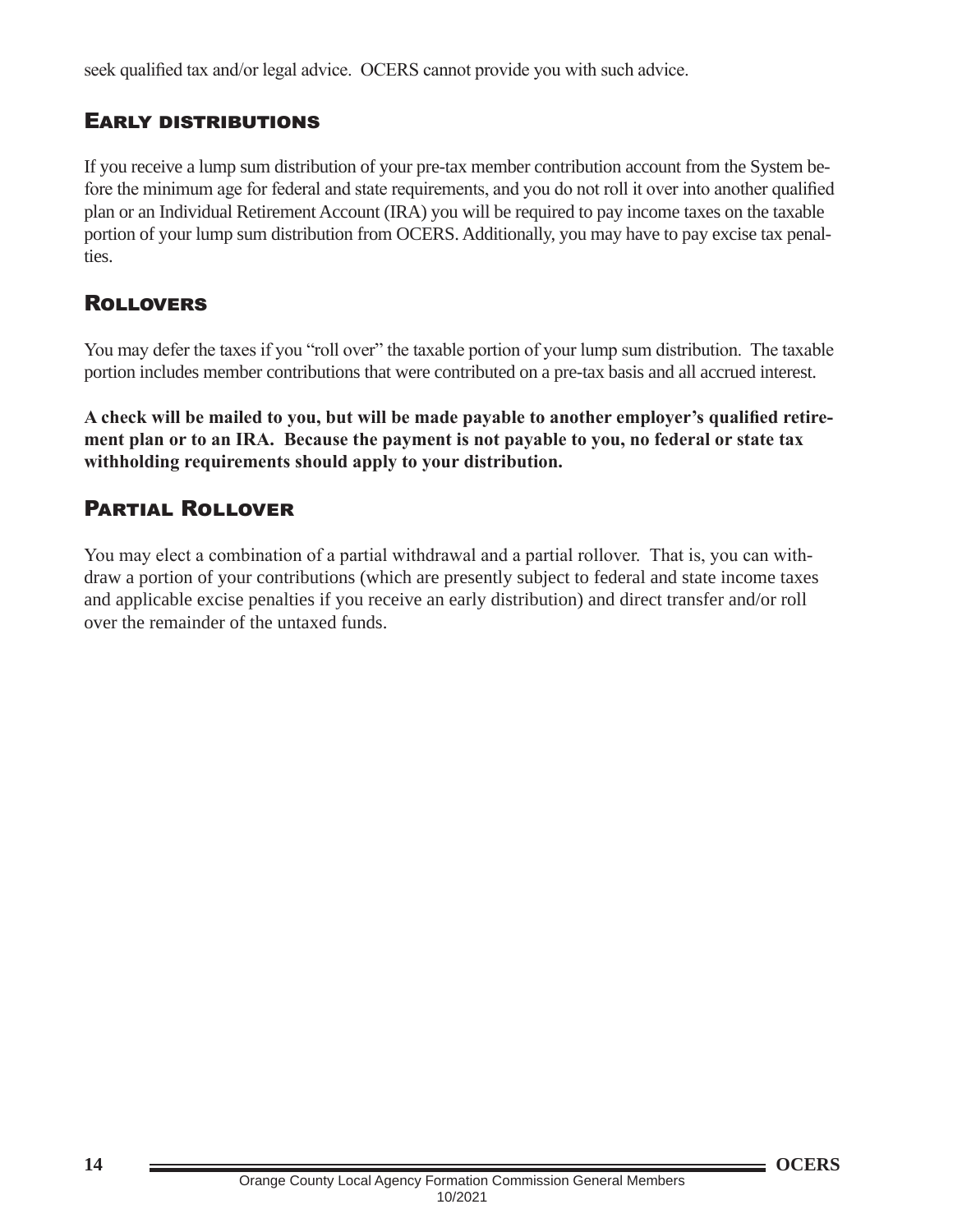seek qualified tax and/or legal advice. OCERS cannot provide you with such advice.

## Early distributions

If you receive a lump sum distribution of your pre-tax member contribution account from the System before the minimum age for federal and state requirements, and you do not roll it over into another qualified plan or an Individual Retirement Account (IRA) you will be required to pay income taxes on the taxable portion of your lump sum distribution from OCERS. Additionally, you may have to pay excise tax penalties.

## Rollovers

You may defer the taxes if you "roll over" the taxable portion of your lump sum distribution. The taxable portion includes member contributions that were contributed on a pre-tax basis and all accrued interest.

**A check will be mailed to you, but will be made payable to another employer's qualified retirement plan or to an IRA. Because the payment is not payable to you, no federal or state tax withholding requirements should apply to your distribution.**

## Partial Rollover

You may elect a combination of a partial withdrawal and a partial rollover. That is, you can withdraw a portion of your contributions (which are presently subject to federal and state income taxes and applicable excise penalties if you receive an early distribution) and direct transfer and/or roll over the remainder of the untaxed funds.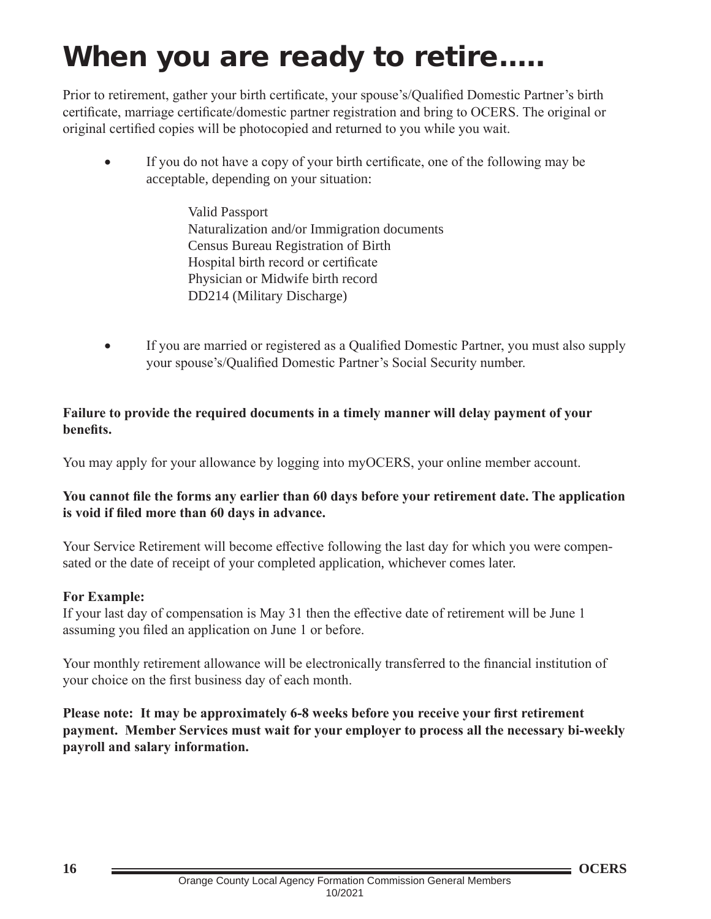# When you are ready to retire.....

Prior to retirement, gather your birth certificate, your spouse's/Qualified Domestic Partner's birth certificate, marriage certificate/domestic partner registration and bring to OCERS. The original or original certified copies will be photocopied and returned to you while you wait.

- If you do not have a copy of your birth certificate, one of the following may be acceptable, depending on your situation:

  Valid Passport
  Naturalization and/or Immigration documents
  Census Bureau Registration of Birth
  Hospital birth record or certificate
  Physician or Midwife birth record
  DD214 (Military Discharge)

- If you are married or registered as a Qualified Domestic Partner, you must also supply your spouse's/Qualified Domestic Partner's Social Security number.

**Failure to provide the required documents in a timely manner will delay payment of your benefits.**

You may apply for your allowance by logging into myOCERS, your online member account.

**You cannot file the forms any earlier than 60 days before your retirement date. The application is void if filed more than 60 days in advance.**

Your Service Retirement will become effective following the last day for which you were compensated or the date of receipt of your completed application, whichever comes later.

**For Example:**
If your last day of compensation is May 31 then the effective date of retirement will be June 1 assuming you filed an application on June 1 or before.

Your monthly retirement allowance will be electronically transferred to the financial institution of your choice on the first business day of each month.

**Please note: It may be approximately 6-8 weeks before you receive your first retirement payment. Member Services must wait for your employer to process all the necessary bi-weekly payroll and salary information.**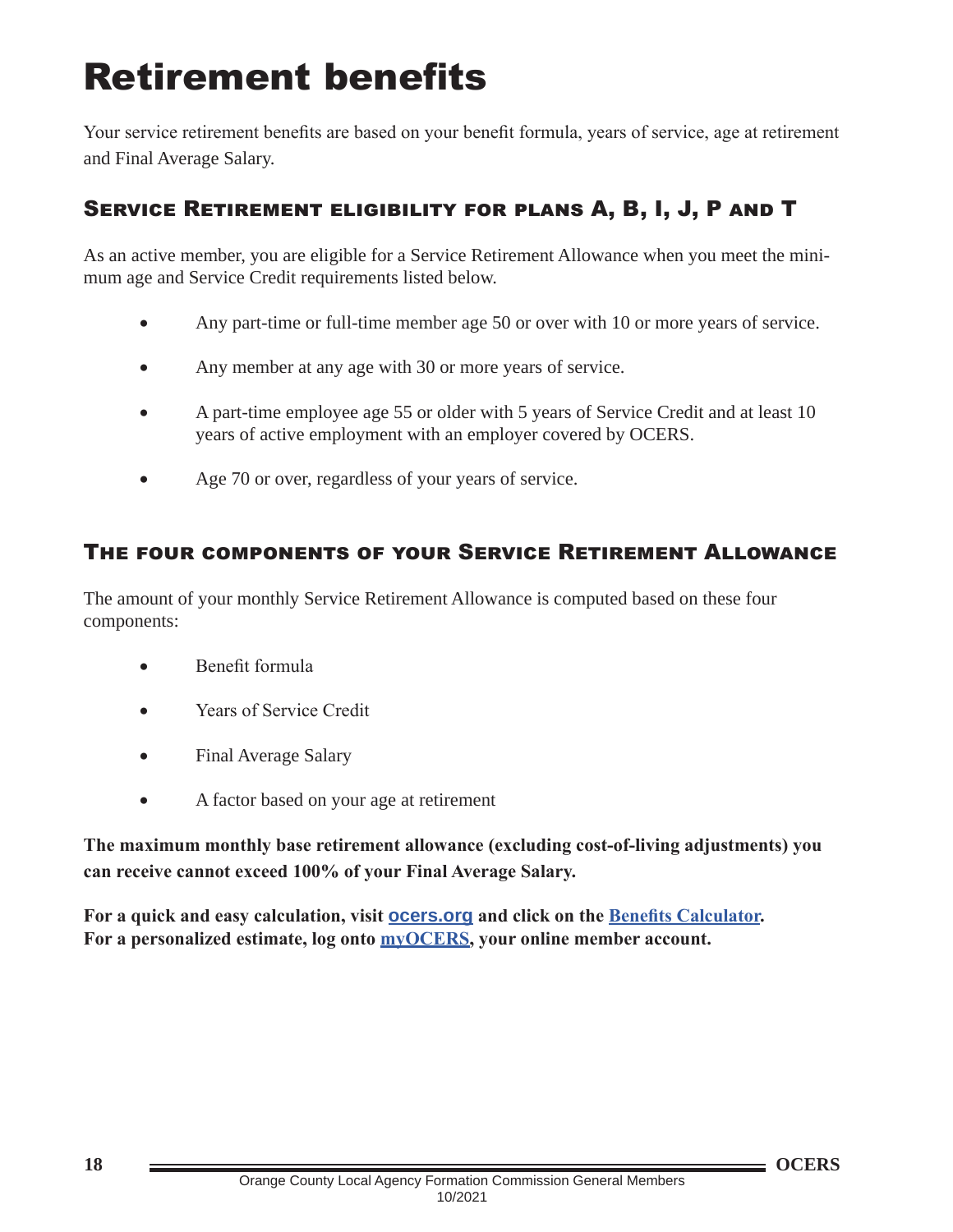# Retirement benefits

Your service retirement benefits are based on your benefit formula, years of service, age at retirement and Final Average Salary.

## Service Retirement eligibility for plans A, B, I, J, P and T

As an active member, you are eligible for a Service Retirement Allowance when you meet the minimum age and Service Credit requirements listed below.

- Any part-time or full-time member age 50 or over with 10 or more years of service.
- Any member at any age with 30 or more years of service.
- A part-time employee age 55 or older with 5 years of Service Credit and at least 10 years of active employment with an employer covered by OCERS.
- Age 70 or over, regardless of your years of service.

## The four components of your Service Retirement Allowance

The amount of your monthly Service Retirement Allowance is computed based on these four components:

- Benefit formula
- Years of Service Credit
- Final Average Salary
- A factor based on your age at retirement

**The maximum monthly base retirement allowance (excluding cost-of-living adjustments) you can receive cannot exceed 100% of your Final Average Salary.**

**For a quick and easy calculation, visit ocers.org and click on the Benefits Calculator. For a personalized estimate, log onto myOCERS, your online member account.**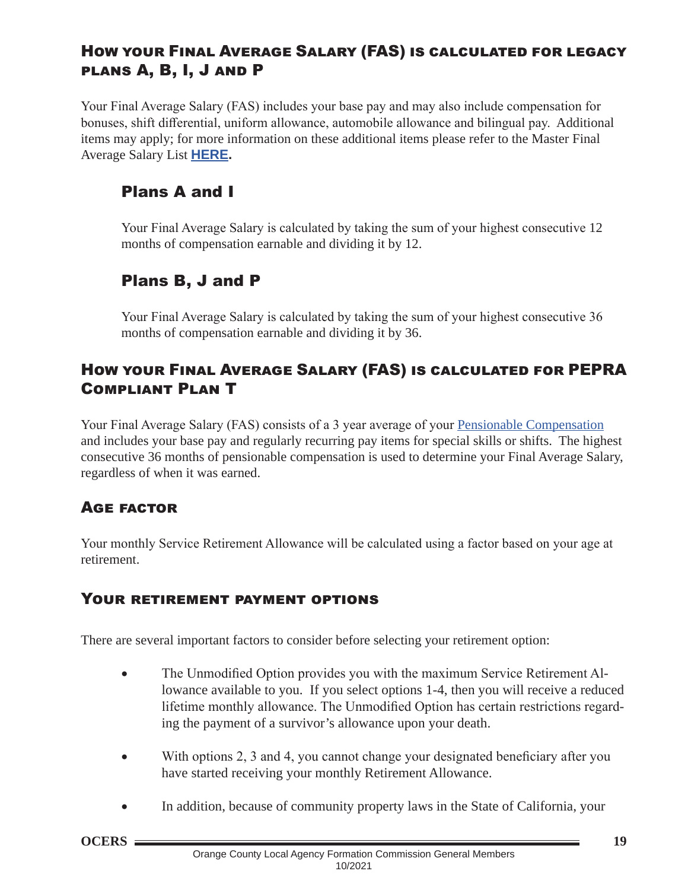## How your Final Average Salary (FAS) is calculated for legacy plans A, B, I, J and P

Your Final Average Salary (FAS) includes your base pay and may also include compensation for bonuses, shift differential, uniform allowance, automobile allowance and bilingual pay. Additional items may apply; for more information on these additional items please refer to the Master Final Average Salary List **HERE.**

### Plans A and I

Your Final Average Salary is calculated by taking the sum of your highest consecutive 12 months of compensation earnable and dividing it by 12.

### Plans B, J and P

Your Final Average Salary is calculated by taking the sum of your highest consecutive 36 months of compensation earnable and dividing it by 36.

## How your Final Average Salary (FAS) is calculated for PEPRA Compliant Plan T

Your Final Average Salary (FAS) consists of a 3 year average of your Pensionable Compensation and includes your base pay and regularly recurring pay items for special skills or shifts. The highest consecutive 36 months of pensionable compensation is used to determine your Final Average Salary, regardless of when it was earned.

## Age factor

Your monthly Service Retirement Allowance will be calculated using a factor based on your age at retirement.

## Your retirement payment options

There are several important factors to consider before selecting your retirement option:

- The Unmodified Option provides you with the maximum Service Retirement Allowance available to you. If you select options 1-4, then you will receive a reduced lifetime monthly allowance. The Unmodified Option has certain restrictions regarding the payment of a survivor's allowance upon your death.
- With options 2, 3 and 4, you cannot change your designated beneficiary after you have started receiving your monthly Retirement Allowance.
- In addition, because of community property laws in the State of California, your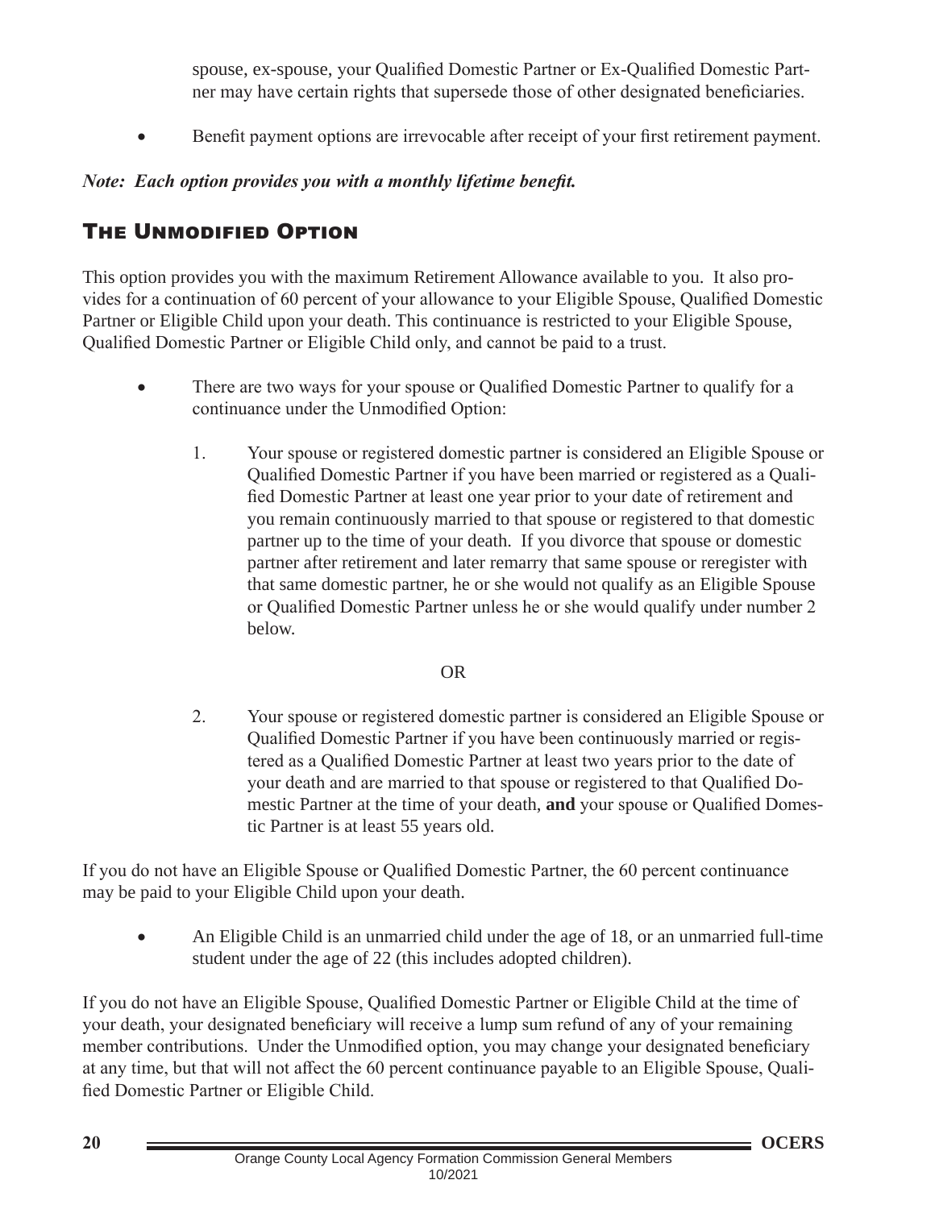spouse, ex-spouse, your Qualified Domestic Partner or Ex-Qualified Domestic Partner may have certain rights that supersede those of other designated beneficiaries.

- Benefit payment options are irrevocable after receipt of your first retirement payment.

***Note: Each option provides you with a monthly lifetime benefit.***

## The Unmodified Option

This option provides you with the maximum Retirement Allowance available to you. It also provides for a continuation of 60 percent of your allowance to your Eligible Spouse, Qualified Domestic Partner or Eligible Child upon your death. This continuance is restricted to your Eligible Spouse, Qualified Domestic Partner or Eligible Child only, and cannot be paid to a trust.

- There are two ways for your spouse or Qualified Domestic Partner to qualify for a continuance under the Unmodified Option:

  1. Your spouse or registered domestic partner is considered an Eligible Spouse or Qualified Domestic Partner if you have been married or registered as a Qualified Domestic Partner at least one year prior to your date of retirement and you remain continuously married to that spouse or registered to that domestic partner up to the time of your death. If you divorce that spouse or domestic partner after retirement and later remarry that same spouse or reregister with that same domestic partner, he or she would not qualify as an Eligible Spouse or Qualified Domestic Partner unless he or she would qualify under number 2 below.

     OR

  2. Your spouse or registered domestic partner is considered an Eligible Spouse or Qualified Domestic Partner if you have been continuously married or registered as a Qualified Domestic Partner at least two years prior to the date of your death and are married to that spouse or registered to that Qualified Domestic Partner at the time of your death, **and** your spouse or Qualified Domestic Partner is at least 55 years old.

If you do not have an Eligible Spouse or Qualified Domestic Partner, the 60 percent continuance may be paid to your Eligible Child upon your death.

- An Eligible Child is an unmarried child under the age of 18, or an unmarried full-time student under the age of 22 (this includes adopted children).

If you do not have an Eligible Spouse, Qualified Domestic Partner or Eligible Child at the time of your death, your designated beneficiary will receive a lump sum refund of any of your remaining member contributions. Under the Unmodified option, you may change your designated beneficiary at any time, but that will not affect the 60 percent continuance payable to an Eligible Spouse, Qualified Domestic Partner or Eligible Child.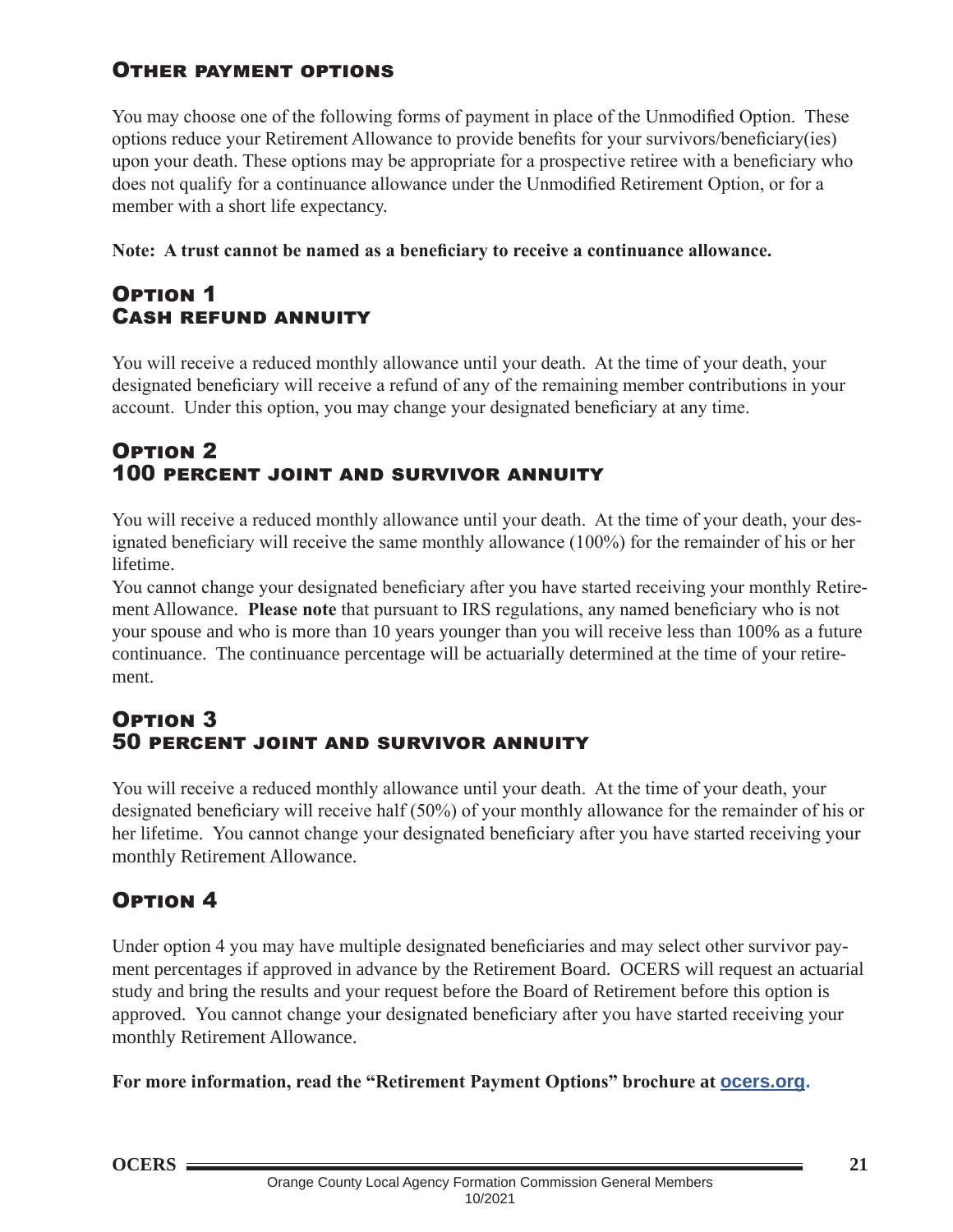## Other payment options

You may choose one of the following forms of payment in place of the Unmodified Option. These options reduce your Retirement Allowance to provide benefits for your survivors/beneficiary(ies) upon your death. These options may be appropriate for a prospective retiree with a beneficiary who does not qualify for a continuance allowance under the Unmodified Retirement Option, or for a member with a short life expectancy.

**Note: A trust cannot be named as a beneficiary to receive a continuance allowance.**

## Option 1
## Cash refund annuity

You will receive a reduced monthly allowance until your death. At the time of your death, your designated beneficiary will receive a refund of any of the remaining member contributions in your account. Under this option, you may change your designated beneficiary at any time.

## Option 2
## 100 percent joint and survivor annuity

You will receive a reduced monthly allowance until your death. At the time of your death, your designated beneficiary will receive the same monthly allowance (100%) for the remainder of his or her lifetime.

You cannot change your designated beneficiary after you have started receiving your monthly Retirement Allowance. **Please note** that pursuant to IRS regulations, any named beneficiary who is not your spouse and who is more than 10 years younger than you will receive less than 100% as a future continuance. The continuance percentage will be actuarially determined at the time of your retirement.

## Option 3
## 50 percent joint and survivor annuity

You will receive a reduced monthly allowance until your death. At the time of your death, your designated beneficiary will receive half (50%) of your monthly allowance for the remainder of his or her lifetime. You cannot change your designated beneficiary after you have started receiving your monthly Retirement Allowance.

## Option 4

Under option 4 you may have multiple designated beneficiaries and may select other survivor payment percentages if approved in advance by the Retirement Board. OCERS will request an actuarial study and bring the results and your request before the Board of Retirement before this option is approved. You cannot change your designated beneficiary after you have started receiving your monthly Retirement Allowance.

**For more information, read the "Retirement Payment Options" brochure at ocers.org.**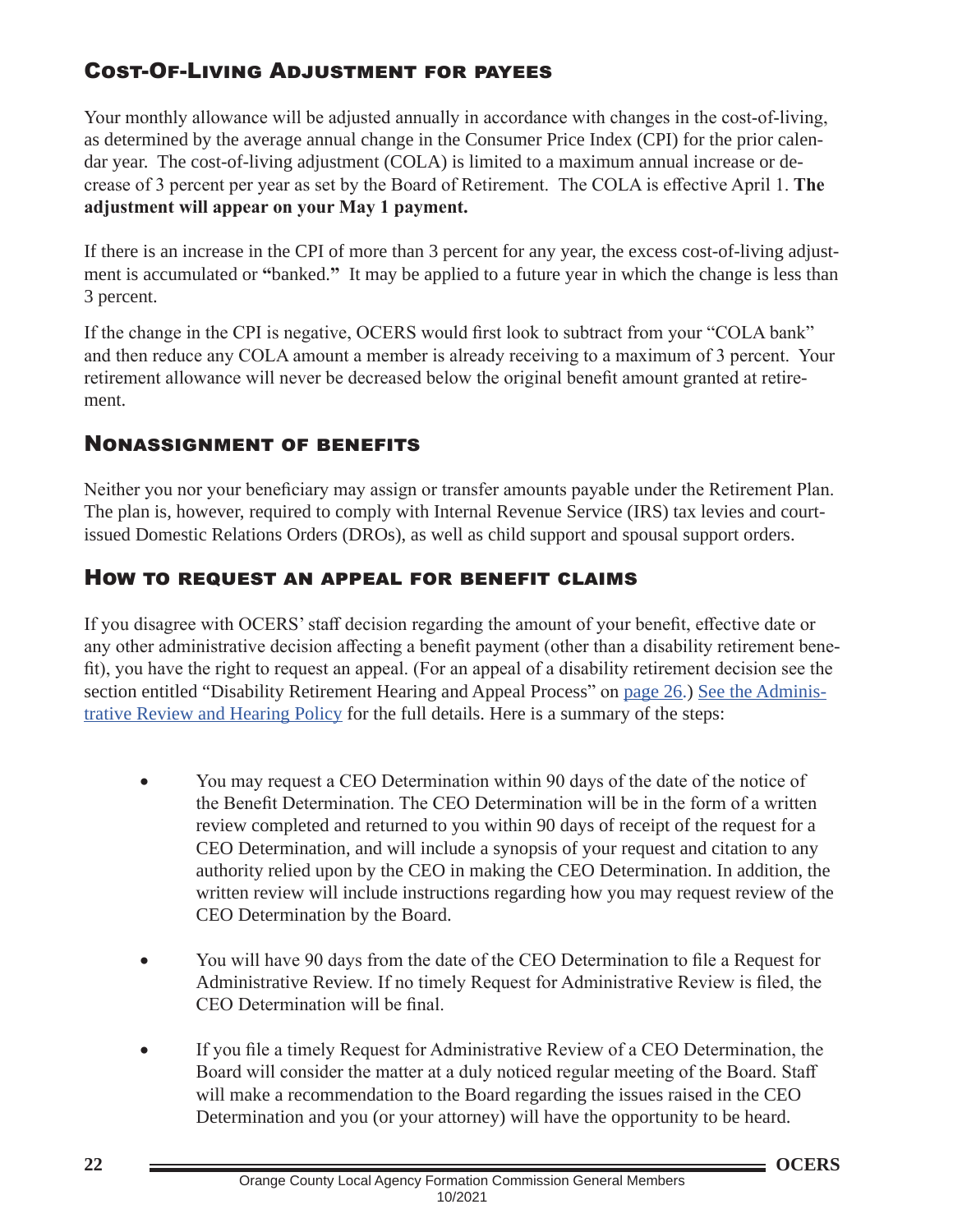## Cost-Of-Living Adjustment for payees

Your monthly allowance will be adjusted annually in accordance with changes in the cost-of-living, as determined by the average annual change in the Consumer Price Index (CPI) for the prior calendar year. The cost-of-living adjustment (COLA) is limited to a maximum annual increase or decrease of 3 percent per year as set by the Board of Retirement. The COLA is effective April 1. **The adjustment will appear on your May 1 payment.**

If there is an increase in the CPI of more than 3 percent for any year, the excess cost-of-living adjustment is accumulated or **"**banked.**"** It may be applied to a future year in which the change is less than 3 percent.

If the change in the CPI is negative, OCERS would first look to subtract from your "COLA bank" and then reduce any COLA amount a member is already receiving to a maximum of 3 percent. Your retirement allowance will never be decreased below the original benefit amount granted at retirement.

## Nonassignment of benefits

Neither you nor your beneficiary may assign or transfer amounts payable under the Retirement Plan. The plan is, however, required to comply with Internal Revenue Service (IRS) tax levies and court-issued Domestic Relations Orders (DROs), as well as child support and spousal support orders.

## How to request an appeal for benefit claims

If you disagree with OCERS' staff decision regarding the amount of your benefit, effective date or any other administrative decision affecting a benefit payment (other than a disability retirement benefit), you have the right to request an appeal. (For an appeal of a disability retirement decision see the section entitled "Disability Retirement Hearing and Appeal Process" on page 26.) See the Administrative Review and Hearing Policy for the full details. Here is a summary of the steps:

- You may request a CEO Determination within 90 days of the date of the notice of the Benefit Determination. The CEO Determination will be in the form of a written review completed and returned to you within 90 days of receipt of the request for a CEO Determination, and will include a synopsis of your request and citation to any authority relied upon by the CEO in making the CEO Determination. In addition, the written review will include instructions regarding how you may request review of the CEO Determination by the Board.
- You will have 90 days from the date of the CEO Determination to file a Request for Administrative Review. If no timely Request for Administrative Review is filed, the CEO Determination will be final.
- If you file a timely Request for Administrative Review of a CEO Determination, the Board will consider the matter at a duly noticed regular meeting of the Board. Staff will make a recommendation to the Board regarding the issues raised in the CEO Determination and you (or your attorney) will have the opportunity to be heard.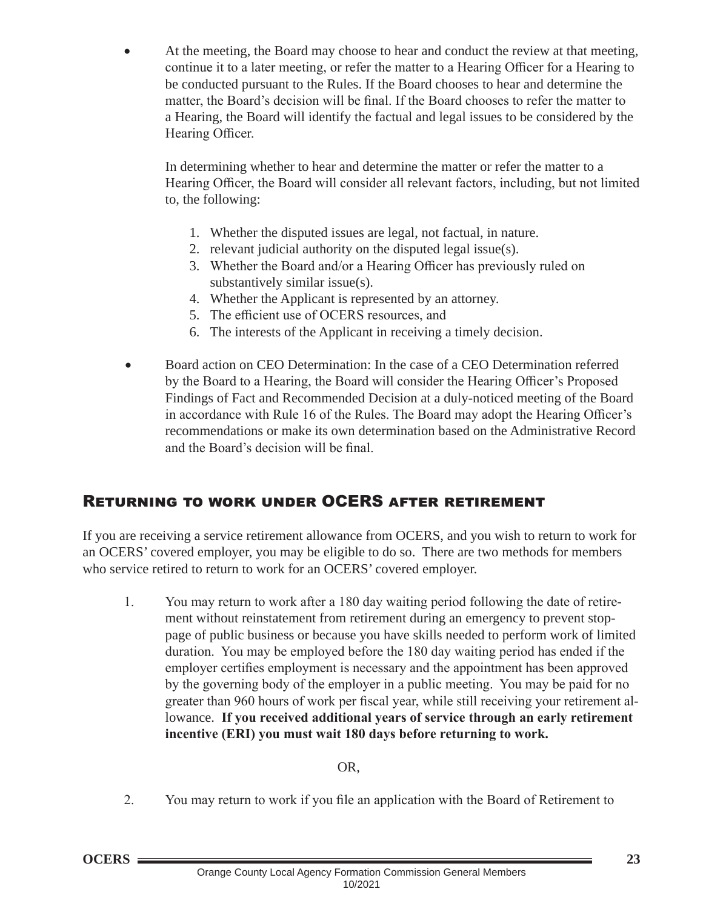- At the meeting, the Board may choose to hear and conduct the review at that meeting, continue it to a later meeting, or refer the matter to a Hearing Officer for a Hearing to be conducted pursuant to the Rules. If the Board chooses to hear and determine the matter, the Board's decision will be final. If the Board chooses to refer the matter to a Hearing, the Board will identify the factual and legal issues to be considered by the Hearing Officer.

  In determining whether to hear and determine the matter or refer the matter to a Hearing Officer, the Board will consider all relevant factors, including, but not limited to, the following:

  1. Whether the disputed issues are legal, not factual, in nature.
  2. relevant judicial authority on the disputed legal issue(s).
  3. Whether the Board and/or a Hearing Officer has previously ruled on substantively similar issue(s).
  4. Whether the Applicant is represented by an attorney.
  5. The efficient use of OCERS resources, and
  6. The interests of the Applicant in receiving a timely decision.

- Board action on CEO Determination: In the case of a CEO Determination referred by the Board to a Hearing, the Board will consider the Hearing Officer's Proposed Findings of Fact and Recommended Decision at a duly-noticed meeting of the Board in accordance with Rule 16 of the Rules. The Board may adopt the Hearing Officer's recommendations or make its own determination based on the Administrative Record and the Board's decision will be final.

## Returning to work under OCERS after retirement

If you are receiving a service retirement allowance from OCERS, and you wish to return to work for an OCERS' covered employer, you may be eligible to do so. There are two methods for members who service retired to return to work for an OCERS' covered employer.

1. You may return to work after a 180 day waiting period following the date of retirement without reinstatement from retirement during an emergency to prevent stoppage of public business or because you have skills needed to perform work of limited duration. You may be employed before the 180 day waiting period has ended if the employer certifies employment is necessary and the appointment has been approved by the governing body of the employer in a public meeting. You may be paid for no greater than 960 hours of work per fiscal year, while still receiving your retirement allowance. **If you received additional years of service through an early retirement incentive (ERI) you must wait 180 days before returning to work.**

OR,

2. You may return to work if you file an application with the Board of Retirement to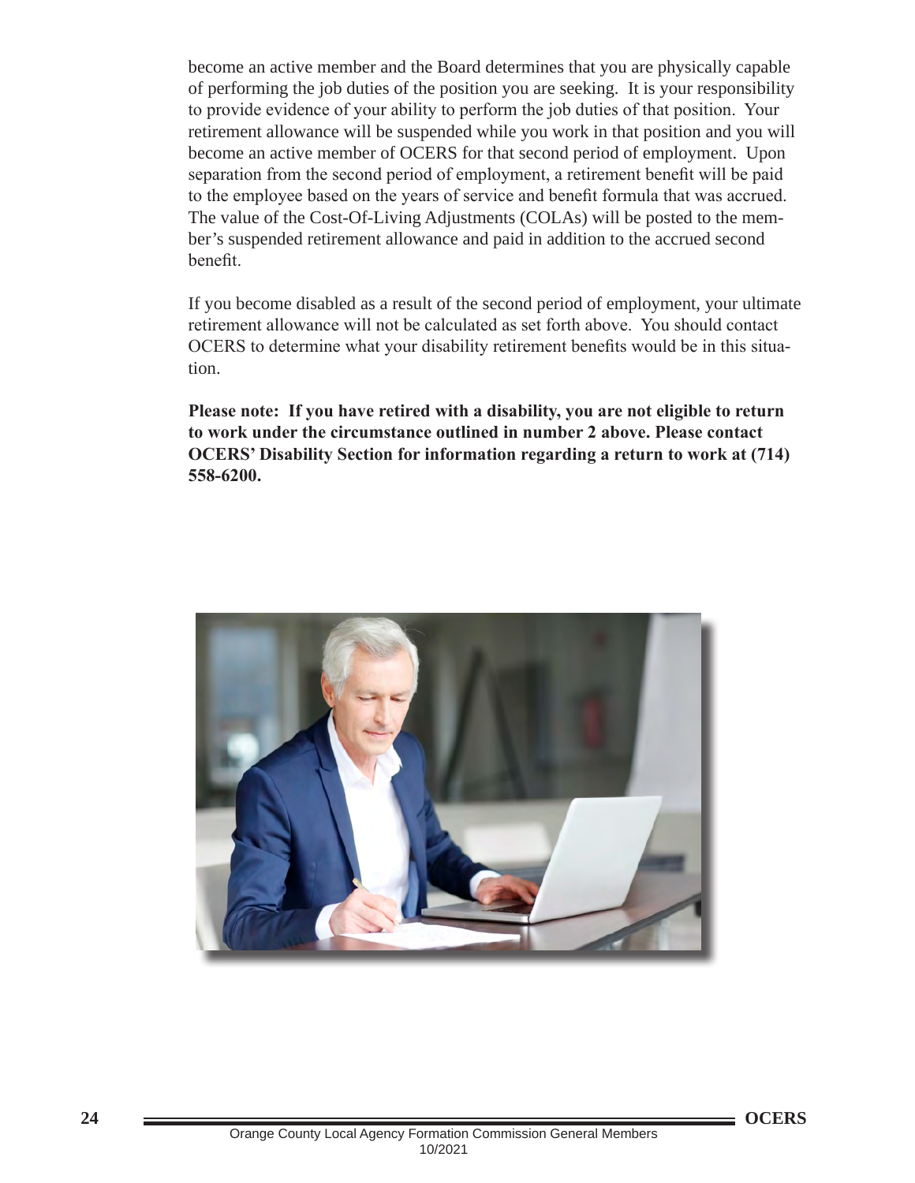become an active member and the Board determines that you are physically capable of performing the job duties of the position you are seeking. It is your responsibility to provide evidence of your ability to perform the job duties of that position. Your retirement allowance will be suspended while you work in that position and you will become an active member of OCERS for that second period of employment. Upon separation from the second period of employment, a retirement benefit will be paid to the employee based on the years of service and benefit formula that was accrued. The value of the Cost-Of-Living Adjustments (COLAs) will be posted to the member's suspended retirement allowance and paid in addition to the accrued second benefit.

If you become disabled as a result of the second period of employment, your ultimate retirement allowance will not be calculated as set forth above. You should contact OCERS to determine what your disability retirement benefits would be in this situation.

**Please note: If you have retired with a disability, you are not eligible to return to work under the circumstance outlined in number 2 above. Please contact OCERS' Disability Section for information regarding a return to work at (714) 558-6200.**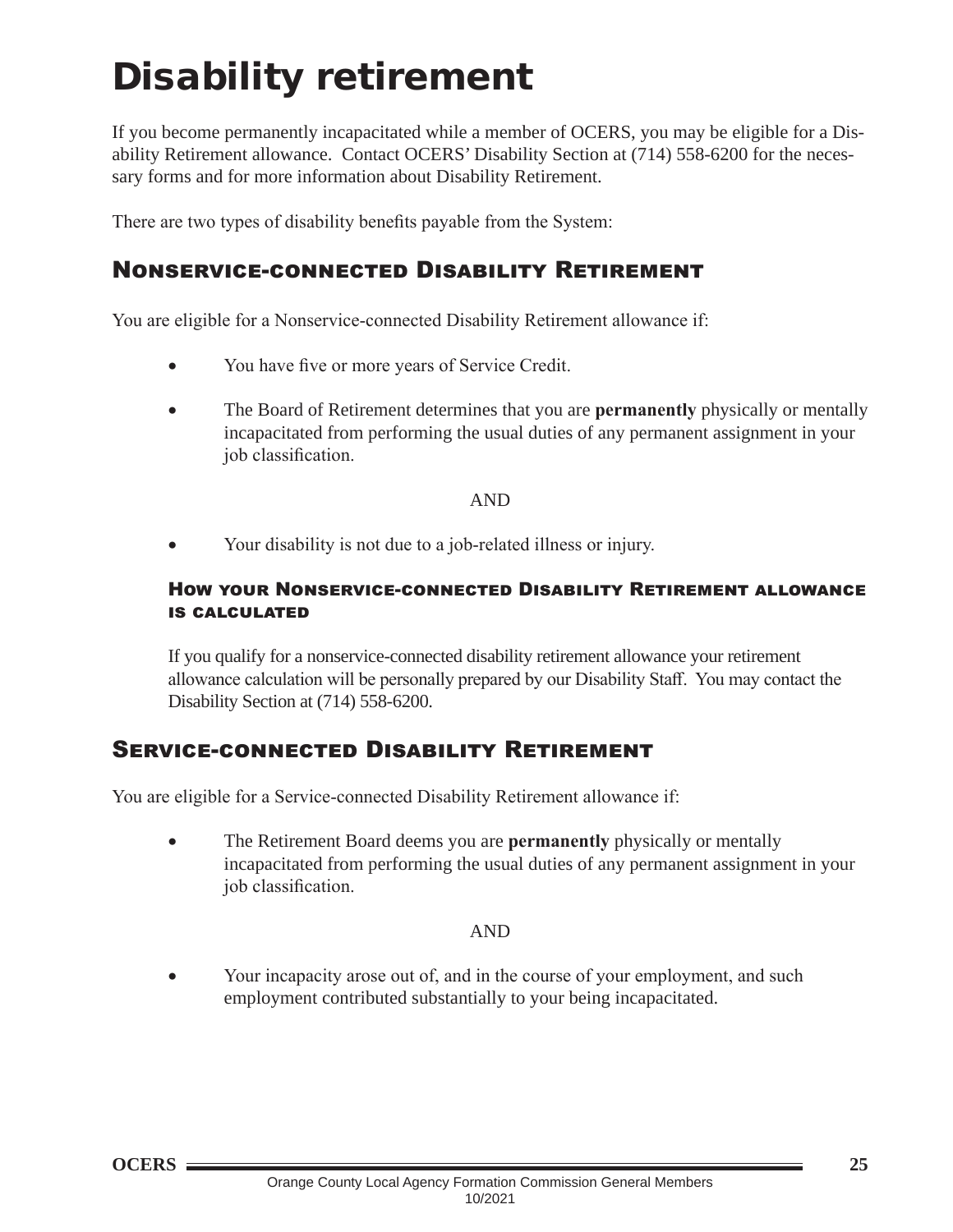# Disability retirement

If you become permanently incapacitated while a member of OCERS, you may be eligible for a Disability Retirement allowance. Contact OCERS' Disability Section at (714) 558-6200 for the necessary forms and for more information about Disability Retirement.

There are two types of disability benefits payable from the System:

## Nonservice-connected Disability Retirement

You are eligible for a Nonservice-connected Disability Retirement allowance if:

- You have five or more years of Service Credit.
- The Board of Retirement determines that you are **permanently** physically or mentally incapacitated from performing the usual duties of any permanent assignment in your job classification.

AND

- Your disability is not due to a job-related illness or injury.

### How your Nonservice-connected Disability Retirement allowance is calculated

If you qualify for a nonservice-connected disability retirement allowance your retirement allowance calculation will be personally prepared by our Disability Staff. You may contact the Disability Section at (714) 558-6200.

## Service-connected Disability Retirement

You are eligible for a Service-connected Disability Retirement allowance if:

- The Retirement Board deems you are **permanently** physically or mentally incapacitated from performing the usual duties of any permanent assignment in your job classification.

AND

- Your incapacity arose out of, and in the course of your employment, and such employment contributed substantially to your being incapacitated.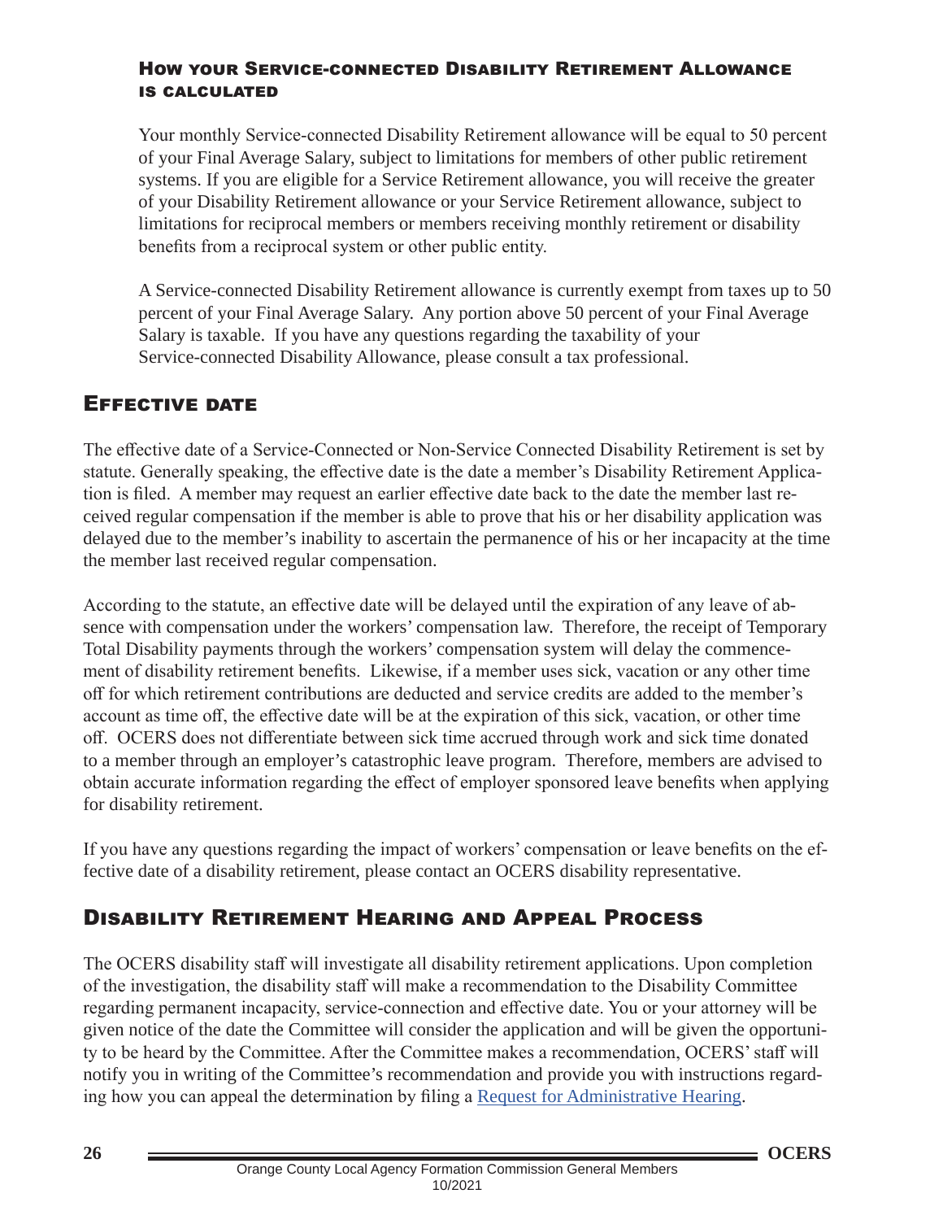### How your Service-connected Disability Retirement Allowance is calculated

Your monthly Service-connected Disability Retirement allowance will be equal to 50 percent of your Final Average Salary, subject to limitations for members of other public retirement systems. If you are eligible for a Service Retirement allowance, you will receive the greater of your Disability Retirement allowance or your Service Retirement allowance, subject to limitations for reciprocal members or members receiving monthly retirement or disability benefits from a reciprocal system or other public entity.

A Service-connected Disability Retirement allowance is currently exempt from taxes up to 50 percent of your Final Average Salary. Any portion above 50 percent of your Final Average Salary is taxable. If you have any questions regarding the taxability of your Service-connected Disability Allowance, please consult a tax professional.

## Effective date

The effective date of a Service-Connected or Non-Service Connected Disability Retirement is set by statute. Generally speaking, the effective date is the date a member's Disability Retirement Application is filed. A member may request an earlier effective date back to the date the member last received regular compensation if the member is able to prove that his or her disability application was delayed due to the member's inability to ascertain the permanence of his or her incapacity at the time the member last received regular compensation.

According to the statute, an effective date will be delayed until the expiration of any leave of absence with compensation under the workers' compensation law. Therefore, the receipt of Temporary Total Disability payments through the workers' compensation system will delay the commencement of disability retirement benefits. Likewise, if a member uses sick, vacation or any other time off for which retirement contributions are deducted and service credits are added to the member's account as time off, the effective date will be at the expiration of this sick, vacation, or other time off. OCERS does not differentiate between sick time accrued through work and sick time donated to a member through an employer's catastrophic leave program. Therefore, members are advised to obtain accurate information regarding the effect of employer sponsored leave benefits when applying for disability retirement.

If you have any questions regarding the impact of workers' compensation or leave benefits on the effective date of a disability retirement, please contact an OCERS disability representative.

## Disability Retirement Hearing and Appeal Process

The OCERS disability staff will investigate all disability retirement applications. Upon completion of the investigation, the disability staff will make a recommendation to the Disability Committee regarding permanent incapacity, service-connection and effective date. You or your attorney will be given notice of the date the Committee will consider the application and will be given the opportunity to be heard by the Committee. After the Committee makes a recommendation, OCERS' staff will notify you in writing of the Committee's recommendation and provide you with instructions regarding how you can appeal the determination by filing a Request for Administrative Hearing.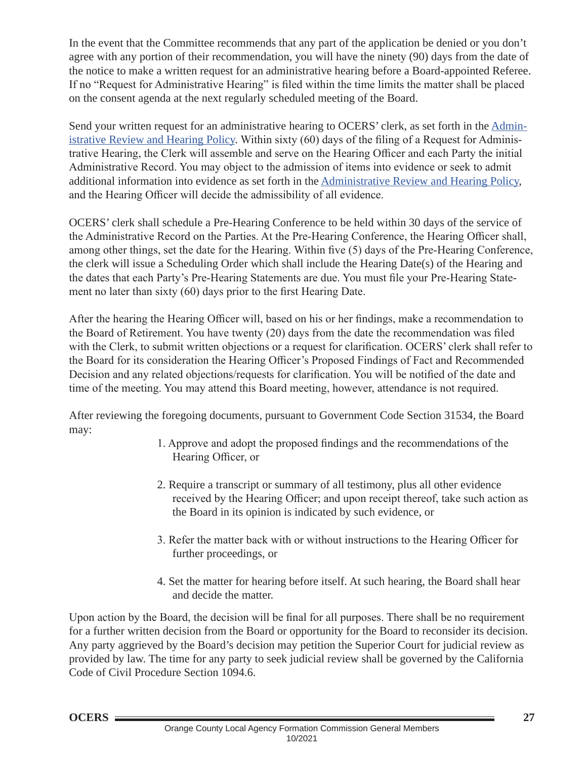In the event that the Committee recommends that any part of the application be denied or you don't agree with any portion of their recommendation, you will have the ninety (90) days from the date of the notice to make a written request for an administrative hearing before a Board-appointed Referee. If no "Request for Administrative Hearing" is filed within the time limits the matter shall be placed on the consent agenda at the next regularly scheduled meeting of the Board.

Send your written request for an administrative hearing to OCERS' clerk, as set forth in the [Administrative Review and Hearing Policy](). Within sixty (60) days of the filing of a Request for Administrative Hearing, the Clerk will assemble and serve on the Hearing Officer and each Party the initial Administrative Record. You may object to the admission of items into evidence or seek to admit additional information into evidence as set forth in the [Administrative Review and Hearing Policy](), and the Hearing Officer will decide the admissibility of all evidence.

OCERS' clerk shall schedule a Pre-Hearing Conference to be held within 30 days of the service of the Administrative Record on the Parties. At the Pre-Hearing Conference, the Hearing Officer shall, among other things, set the date for the Hearing. Within five (5) days of the Pre-Hearing Conference, the clerk will issue a Scheduling Order which shall include the Hearing Date(s) of the Hearing and the dates that each Party's Pre-Hearing Statements are due. You must file your Pre-Hearing Statement no later than sixty (60) days prior to the first Hearing Date.

After the hearing the Hearing Officer will, based on his or her findings, make a recommendation to the Board of Retirement. You have twenty (20) days from the date the recommendation was filed with the Clerk, to submit written objections or a request for clarification. OCERS' clerk shall refer to the Board for its consideration the Hearing Officer's Proposed Findings of Fact and Recommended Decision and any related objections/requests for clarification. You will be notified of the date and time of the meeting. You may attend this Board meeting, however, attendance is not required.

After reviewing the foregoing documents, pursuant to Government Code Section 31534, the Board may:

1. Approve and adopt the proposed findings and the recommendations of the Hearing Officer, or

2. Require a transcript or summary of all testimony, plus all other evidence received by the Hearing Officer; and upon receipt thereof, take such action as the Board in its opinion is indicated by such evidence, or

3. Refer the matter back with or without instructions to the Hearing Officer for further proceedings, or

4. Set the matter for hearing before itself. At such hearing, the Board shall hear and decide the matter.

Upon action by the Board, the decision will be final for all purposes. There shall be no requirement for a further written decision from the Board or opportunity for the Board to reconsider its decision. Any party aggrieved by the Board's decision may petition the Superior Court for judicial review as provided by law. The time for any party to seek judicial review shall be governed by the California Code of Civil Procedure Section 1094.6.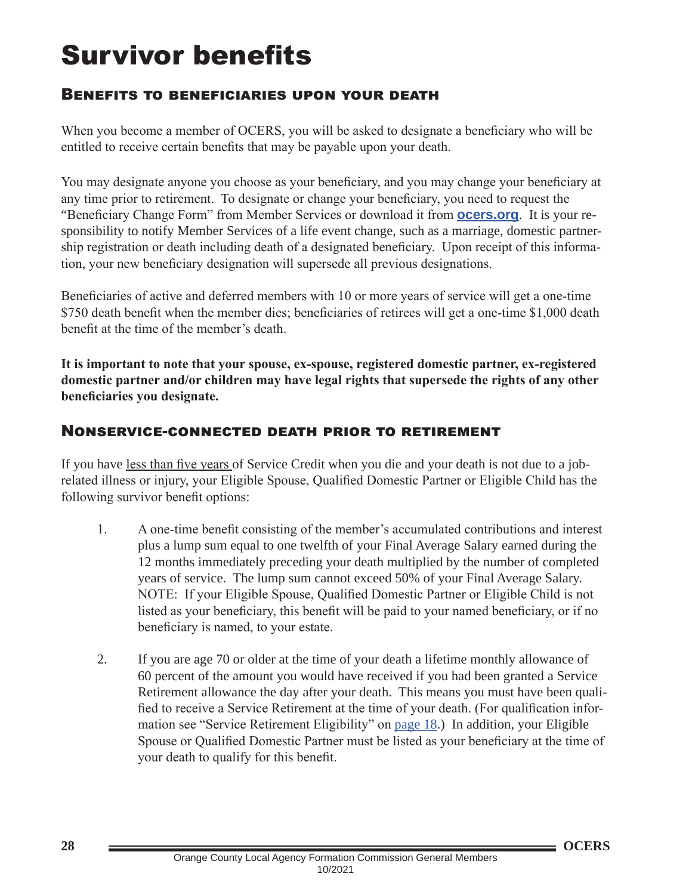# Survivor benefits

## Benefits to beneficiaries upon your death

When you become a member of OCERS, you will be asked to designate a beneficiary who will be entitled to receive certain benefits that may be payable upon your death.

You may designate anyone you choose as your beneficiary, and you may change your beneficiary at any time prior to retirement. To designate or change your beneficiary, you need to request the "Beneficiary Change Form" from Member Services or download it from **ocers.org**. It is your responsibility to notify Member Services of a life event change, such as a marriage, domestic partnership registration or death including death of a designated beneficiary. Upon receipt of this information, your new beneficiary designation will supersede all previous designations.

Beneficiaries of active and deferred members with 10 or more years of service will get a one-time $750 death benefit when the member dies; beneficiaries of retirees will get a one-time $1,000 death benefit at the time of the member's death.

**It is important to note that your spouse, ex-spouse, registered domestic partner, ex-registered domestic partner and/or children may have legal rights that supersede the rights of any other beneficiaries you designate.**

## Nonservice-connected death prior to retirement

If you have <u>less than five years</u> of Service Credit when you die and your death is not due to a job-related illness or injury, your Eligible Spouse, Qualified Domestic Partner or Eligible Child has the following survivor benefit options:

1. A one-time benefit consisting of the member's accumulated contributions and interest plus a lump sum equal to one twelfth of your Final Average Salary earned during the 12 months immediately preceding your death multiplied by the number of completed years of service. The lump sum cannot exceed 50% of your Final Average Salary. NOTE: If your Eligible Spouse, Qualified Domestic Partner or Eligible Child is not listed as your beneficiary, this benefit will be paid to your named beneficiary, or if no beneficiary is named, to your estate.

2. If you are age 70 or older at the time of your death a lifetime monthly allowance of 60 percent of the amount you would have received if you had been granted a Service Retirement allowance the day after your death. This means you must have been qualified to receive a Service Retirement at the time of your death. (For qualification information see "Service Retirement Eligibility" on page 18.) In addition, your Eligible Spouse or Qualified Domestic Partner must be listed as your beneficiary at the time of your death to qualify for this benefit.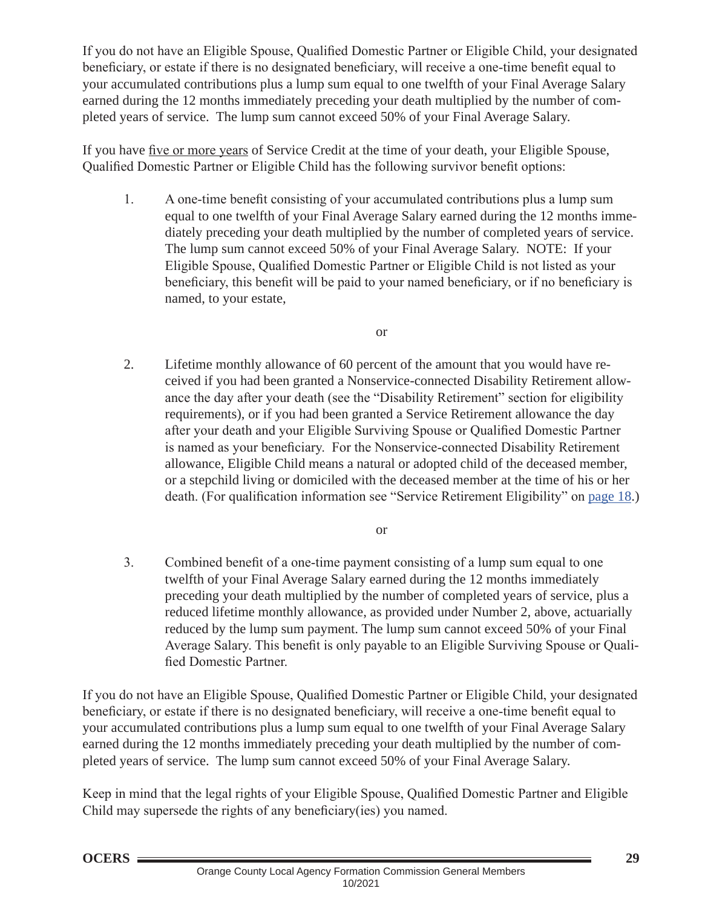If you do not have an Eligible Spouse, Qualified Domestic Partner or Eligible Child, your designated beneficiary, or estate if there is no designated beneficiary, will receive a one-time benefit equal to your accumulated contributions plus a lump sum equal to one twelfth of your Final Average Salary earned during the 12 months immediately preceding your death multiplied by the number of completed years of service. The lump sum cannot exceed 50% of your Final Average Salary.

If you have five or more years of Service Credit at the time of your death, your Eligible Spouse, Qualified Domestic Partner or Eligible Child has the following survivor benefit options:

1. A one-time benefit consisting of your accumulated contributions plus a lump sum equal to one twelfth of your Final Average Salary earned during the 12 months immediately preceding your death multiplied by the number of completed years of service. The lump sum cannot exceed 50% of your Final Average Salary. NOTE: If your Eligible Spouse, Qualified Domestic Partner or Eligible Child is not listed as your beneficiary, this benefit will be paid to your named beneficiary, or if no beneficiary is named, to your estate,

   or

2. Lifetime monthly allowance of 60 percent of the amount that you would have received if you had been granted a Nonservice-connected Disability Retirement allowance the day after your death (see the "Disability Retirement" section for eligibility requirements), or if you had been granted a Service Retirement allowance the day after your death and your Eligible Surviving Spouse or Qualified Domestic Partner is named as your beneficiary. For the Nonservice-connected Disability Retirement allowance, Eligible Child means a natural or adopted child of the deceased member, or a stepchild living or domiciled with the deceased member at the time of his or her death. (For qualification information see "Service Retirement Eligibility" on page 18.)

   or

3. Combined benefit of a one-time payment consisting of a lump sum equal to one twelfth of your Final Average Salary earned during the 12 months immediately preceding your death multiplied by the number of completed years of service, plus a reduced lifetime monthly allowance, as provided under Number 2, above, actuarially reduced by the lump sum payment. The lump sum cannot exceed 50% of your Final Average Salary. This benefit is only payable to an Eligible Surviving Spouse or Qualified Domestic Partner.

If you do not have an Eligible Spouse, Qualified Domestic Partner or Eligible Child, your designated beneficiary, or estate if there is no designated beneficiary, will receive a one-time benefit equal to your accumulated contributions plus a lump sum equal to one twelfth of your Final Average Salary earned during the 12 months immediately preceding your death multiplied by the number of completed years of service. The lump sum cannot exceed 50% of your Final Average Salary.

Keep in mind that the legal rights of your Eligible Spouse, Qualified Domestic Partner and Eligible Child may supersede the rights of any beneficiary(ies) you named.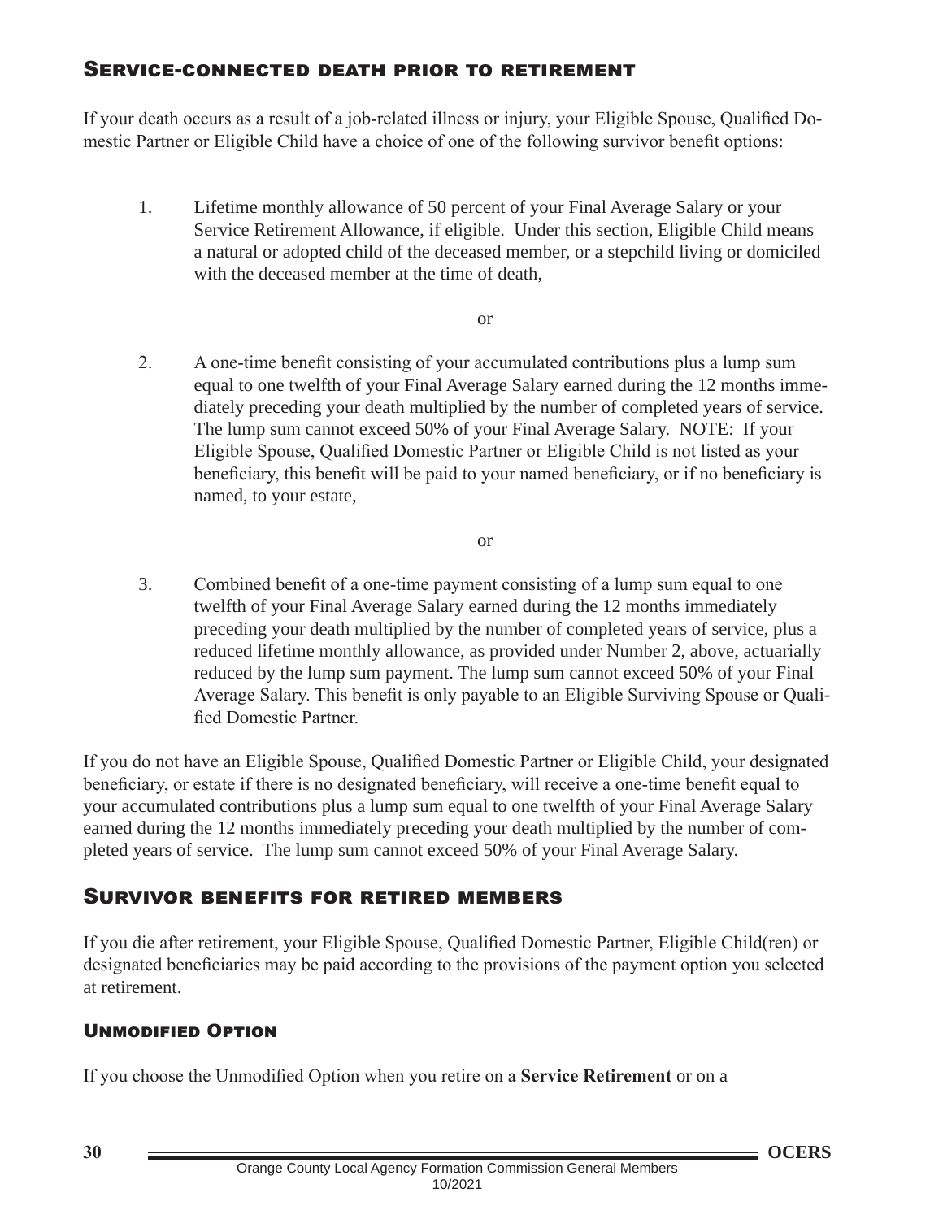## Service-connected death prior to retirement

If your death occurs as a result of a job-related illness or injury, your Eligible Spouse, Qualified Domestic Partner or Eligible Child have a choice of one of the following survivor benefit options:

1. Lifetime monthly allowance of 50 percent of your Final Average Salary or your Service Retirement Allowance, if eligible. Under this section, Eligible Child means a natural or adopted child of the deceased member, or a stepchild living or domiciled with the deceased member at the time of death,

   or

2. A one-time benefit consisting of your accumulated contributions plus a lump sum equal to one twelfth of your Final Average Salary earned during the 12 months immediately preceding your death multiplied by the number of completed years of service. The lump sum cannot exceed 50% of your Final Average Salary. NOTE: If your Eligible Spouse, Qualified Domestic Partner or Eligible Child is not listed as your beneficiary, this benefit will be paid to your named beneficiary, or if no beneficiary is named, to your estate,

   or

3. Combined benefit of a one-time payment consisting of a lump sum equal to one twelfth of your Final Average Salary earned during the 12 months immediately preceding your death multiplied by the number of completed years of service, plus a reduced lifetime monthly allowance, as provided under Number 2, above, actuarially reduced by the lump sum payment. The lump sum cannot exceed 50% of your Final Average Salary. This benefit is only payable to an Eligible Surviving Spouse or Qualified Domestic Partner.

If you do not have an Eligible Spouse, Qualified Domestic Partner or Eligible Child, your designated beneficiary, or estate if there is no designated beneficiary, will receive a one-time benefit equal to your accumulated contributions plus a lump sum equal to one twelfth of your Final Average Salary earned during the 12 months immediately preceding your death multiplied by the number of completed years of service. The lump sum cannot exceed 50% of your Final Average Salary.

## Survivor benefits for retired members

If you die after retirement, your Eligible Spouse, Qualified Domestic Partner, Eligible Child(ren) or designated beneficiaries may be paid according to the provisions of the payment option you selected at retirement.

### Unmodified Option

If you choose the Unmodified Option when you retire on a **Service Retirement** or on a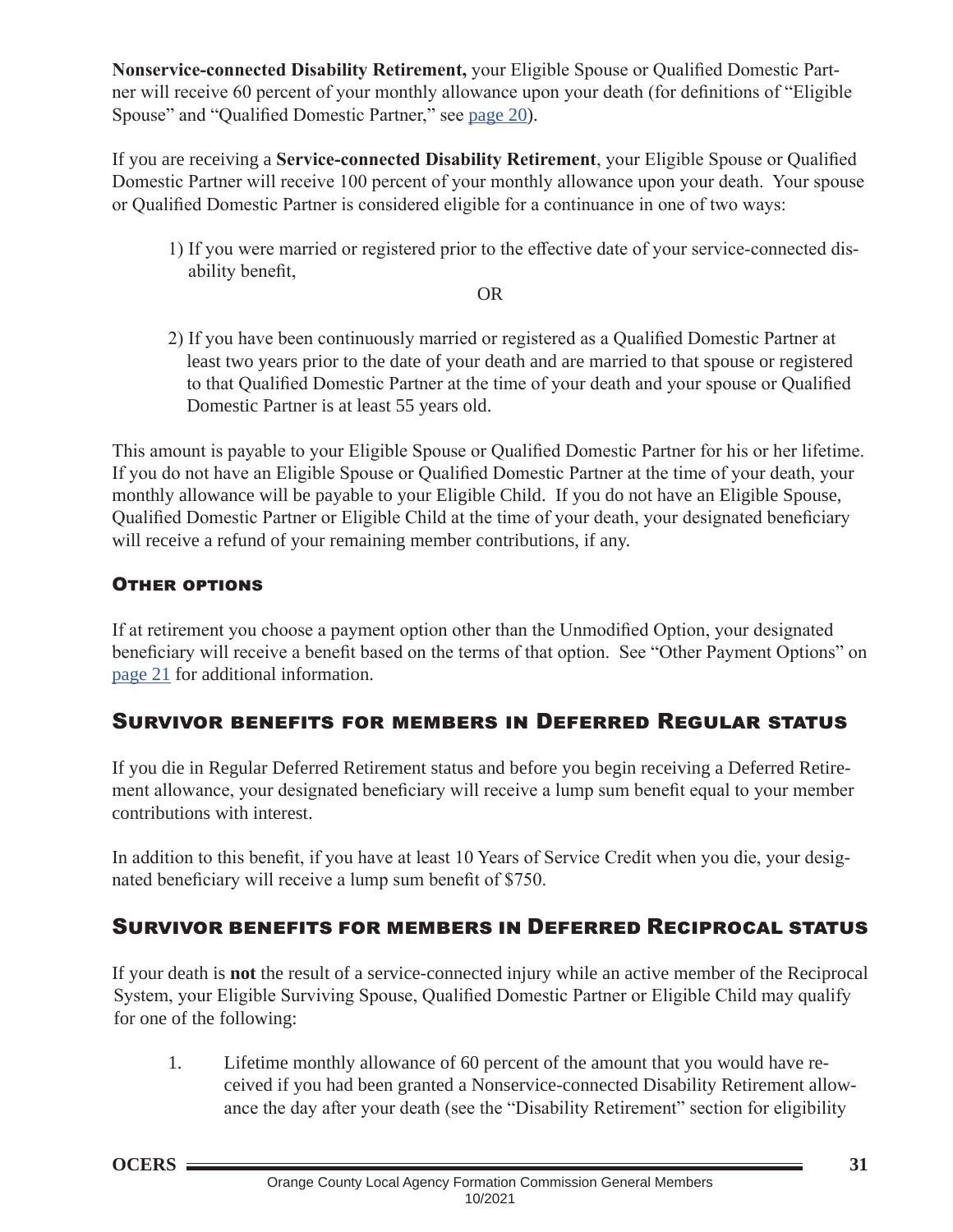**Nonservice-connected Disability Retirement,** your Eligible Spouse or Qualified Domestic Partner will receive 60 percent of your monthly allowance upon your death (for definitions of "Eligible Spouse" and "Qualified Domestic Partner," see page 20).

If you are receiving a **Service-connected Disability Retirement**, your Eligible Spouse or Qualified Domestic Partner will receive 100 percent of your monthly allowance upon your death. Your spouse or Qualified Domestic Partner is considered eligible for a continuance in one of two ways:

1) If you were married or registered prior to the effective date of your service-connected disability benefit,

OR

2) If you have been continuously married or registered as a Qualified Domestic Partner at least two years prior to the date of your death and are married to that spouse or registered to that Qualified Domestic Partner at the time of your death and your spouse or Qualified Domestic Partner is at least 55 years old.

This amount is payable to your Eligible Spouse or Qualified Domestic Partner for his or her lifetime. If you do not have an Eligible Spouse or Qualified Domestic Partner at the time of your death, your monthly allowance will be payable to your Eligible Child. If you do not have an Eligible Spouse, Qualified Domestic Partner or Eligible Child at the time of your death, your designated beneficiary will receive a refund of your remaining member contributions, if any.

### Other options

If at retirement you choose a payment option other than the Unmodified Option, your designated beneficiary will receive a benefit based on the terms of that option. See "Other Payment Options" on page 21 for additional information.

## Survivor benefits for members in Deferred Regular status

If you die in Regular Deferred Retirement status and before you begin receiving a Deferred Retirement allowance, your designated beneficiary will receive a lump sum benefit equal to your member contributions with interest.

In addition to this benefit, if you have at least 10 Years of Service Credit when you die, your designated beneficiary will receive a lump sum benefit of $750.

## Survivor benefits for members in Deferred Reciprocal status

If your death is **not** the result of a service-connected injury while an active member of the Reciprocal System, your Eligible Surviving Spouse, Qualified Domestic Partner or Eligible Child may qualify for one of the following:

1. Lifetime monthly allowance of 60 percent of the amount that you would have received if you had been granted a Nonservice-connected Disability Retirement allowance the day after your death (see the "Disability Retirement" section for eligibility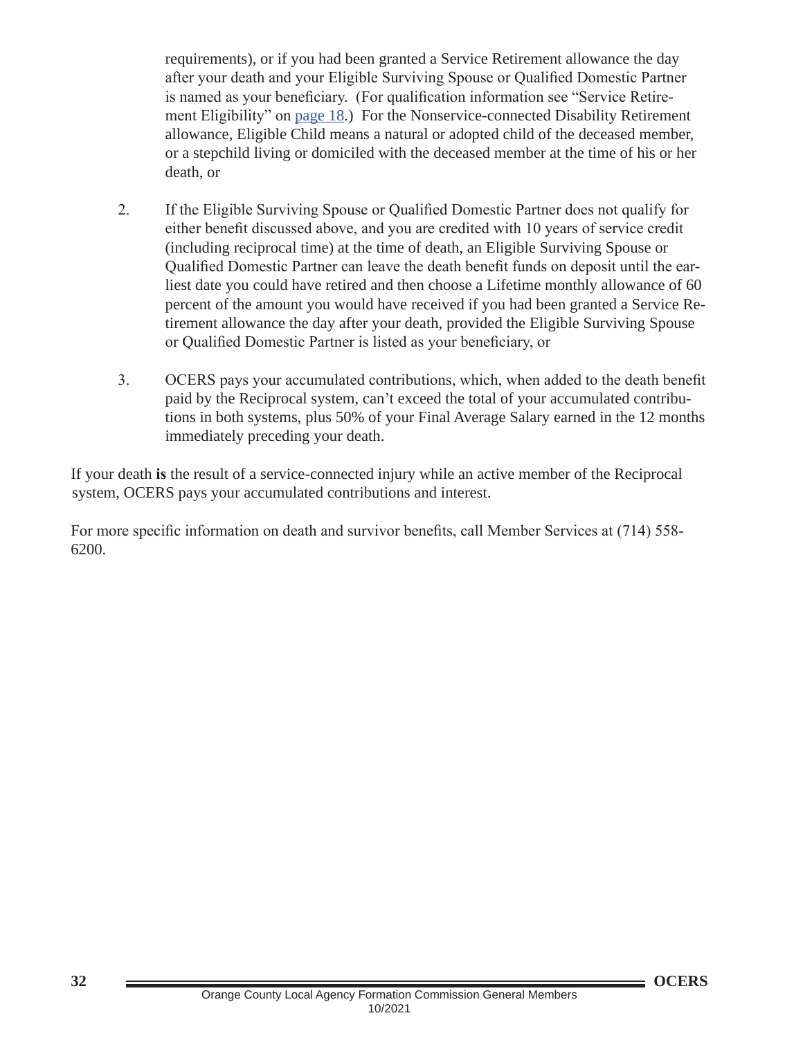requirements), or if you had been granted a Service Retirement allowance the day after your death and your Eligible Surviving Spouse or Qualified Domestic Partner is named as your beneficiary. (For qualification information see "Service Retirement Eligibility" on page 18.) For the Nonservice-connected Disability Retirement allowance, Eligible Child means a natural or adopted child of the deceased member, or a stepchild living or domiciled with the deceased member at the time of his or her death, or

2. If the Eligible Surviving Spouse or Qualified Domestic Partner does not qualify for either benefit discussed above, and you are credited with 10 years of service credit (including reciprocal time) at the time of death, an Eligible Surviving Spouse or Qualified Domestic Partner can leave the death benefit funds on deposit until the earliest date you could have retired and then choose a Lifetime monthly allowance of 60 percent of the amount you would have received if you had been granted a Service Retirement allowance the day after your death, provided the Eligible Surviving Spouse or Qualified Domestic Partner is listed as your beneficiary, or

3. OCERS pays your accumulated contributions, which, when added to the death benefit paid by the Reciprocal system, can't exceed the total of your accumulated contributions in both systems, plus 50% of your Final Average Salary earned in the 12 months immediately preceding your death.

If your death **is** the result of a service-connected injury while an active member of the Reciprocal system, OCERS pays your accumulated contributions and interest.

For more specific information on death and survivor benefits, call Member Services at (714) 558-6200.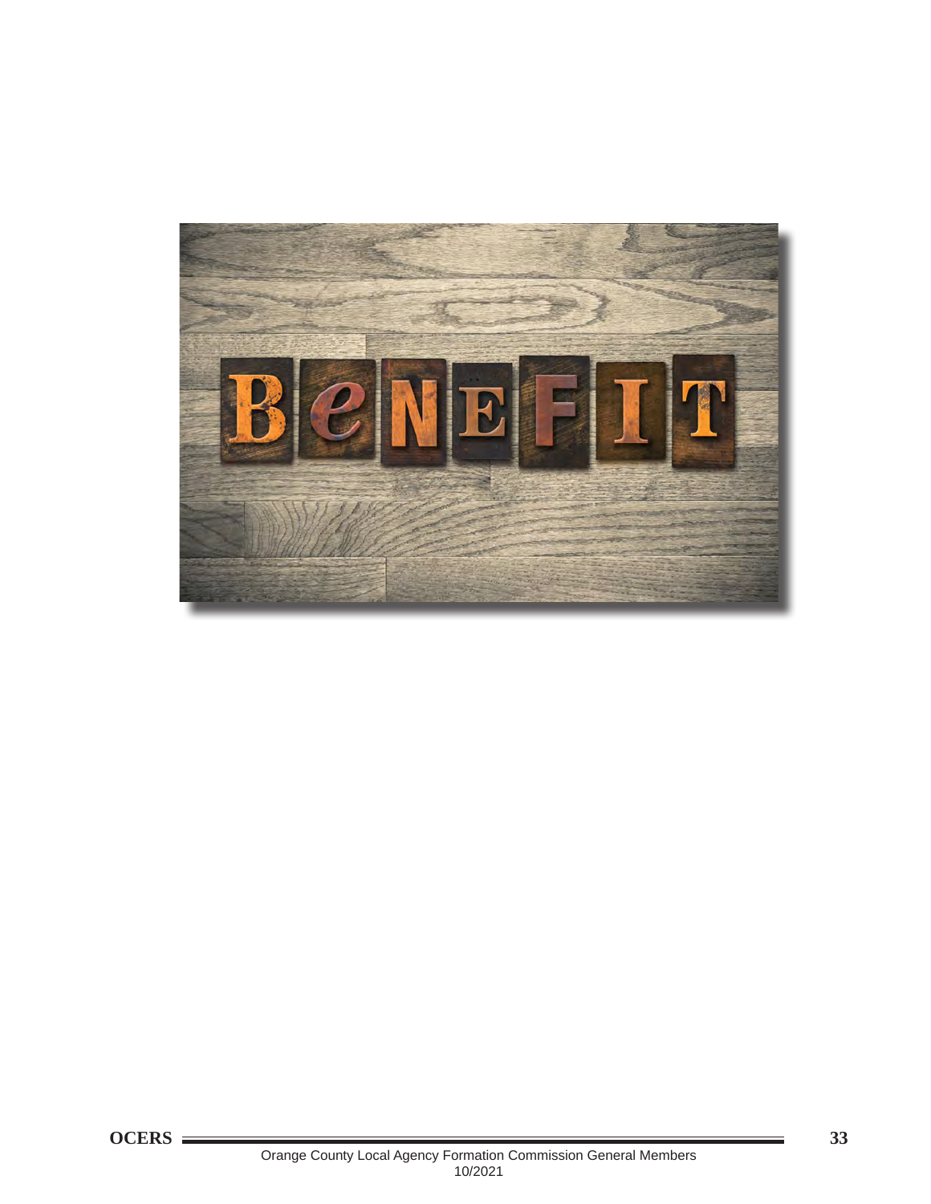# BENEFIT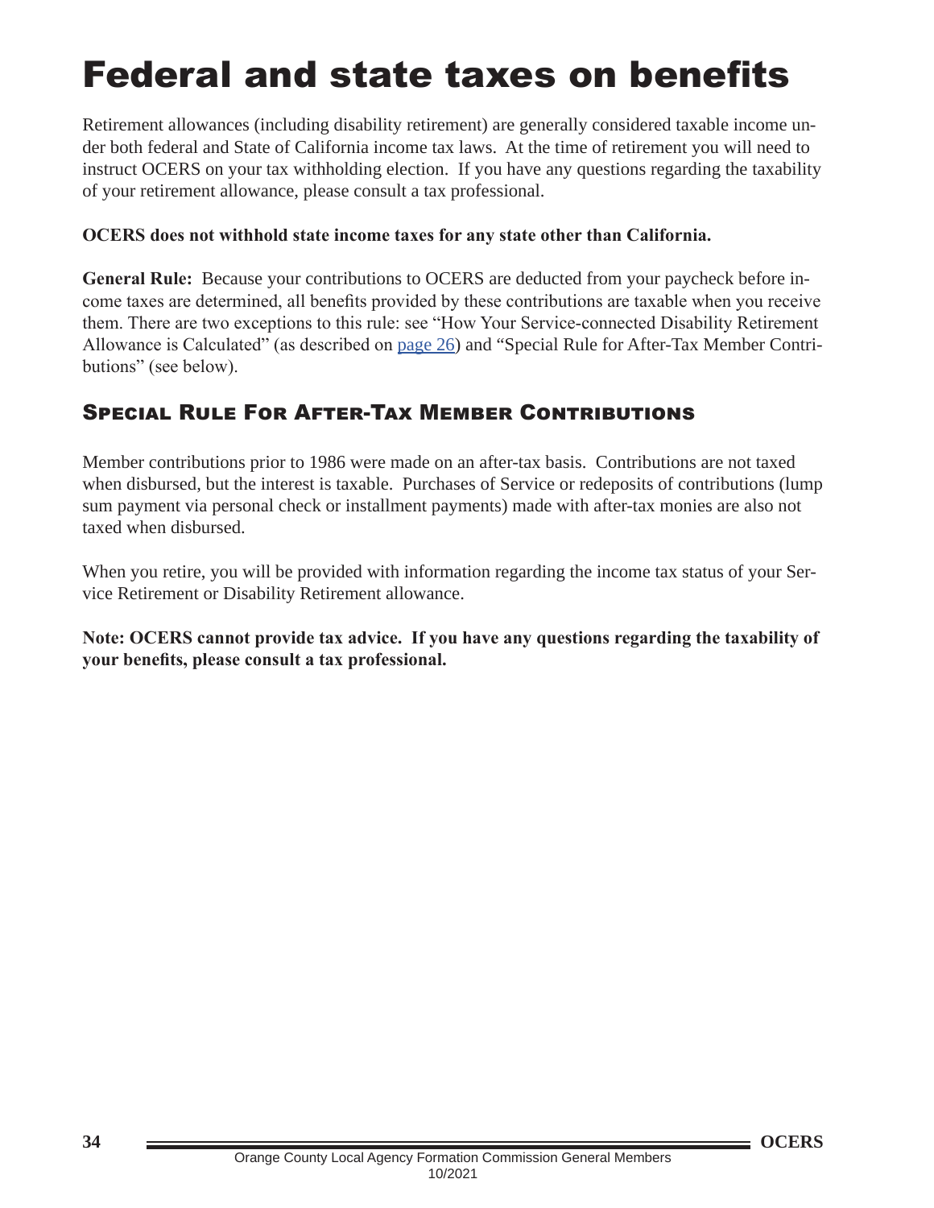# Federal and state taxes on benefits

Retirement allowances (including disability retirement) are generally considered taxable income under both federal and State of California income tax laws. At the time of retirement you will need to instruct OCERS on your tax withholding election. If you have any questions regarding the taxability of your retirement allowance, please consult a tax professional.

**OCERS does not withhold state income taxes for any state other than California.**

**General Rule:** Because your contributions to OCERS are deducted from your paycheck before income taxes are determined, all benefits provided by these contributions are taxable when you receive them. There are two exceptions to this rule: see "How Your Service-connected Disability Retirement Allowance is Calculated" (as described on page 26) and "Special Rule for After-Tax Member Contributions" (see below).

## Special Rule For After-Tax Member Contributions

Member contributions prior to 1986 were made on an after-tax basis. Contributions are not taxed when disbursed, but the interest is taxable. Purchases of Service or redeposits of contributions (lump sum payment via personal check or installment payments) made with after-tax monies are also not taxed when disbursed.

When you retire, you will be provided with information regarding the income tax status of your Service Retirement or Disability Retirement allowance.

**Note: OCERS cannot provide tax advice. If you have any questions regarding the taxability of your benefits, please consult a tax professional.**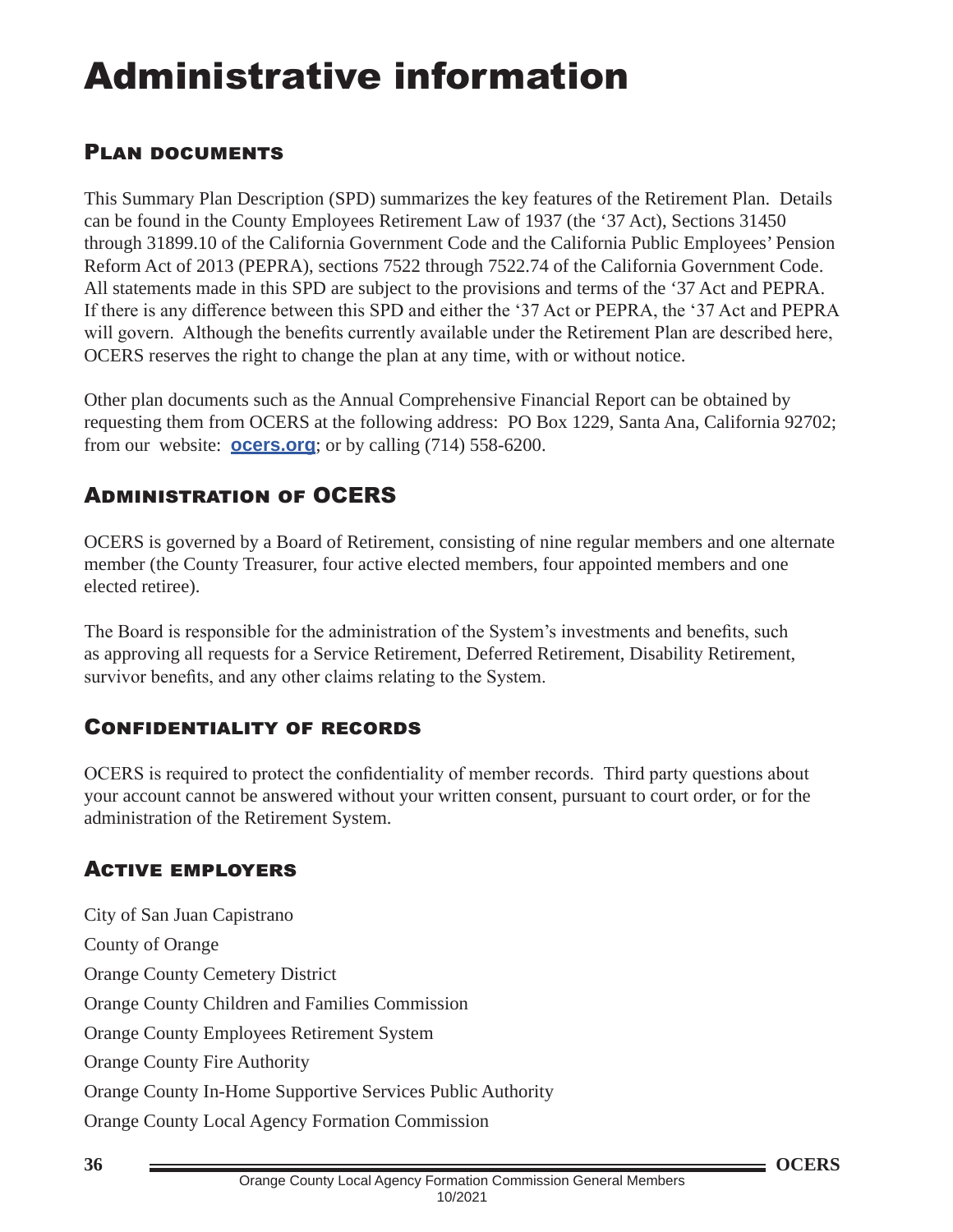# Administrative information

## Plan documents

This Summary Plan Description (SPD) summarizes the key features of the Retirement Plan. Details can be found in the County Employees Retirement Law of 1937 (the '37 Act), Sections 31450 through 31899.10 of the California Government Code and the California Public Employees' Pension Reform Act of 2013 (PEPRA), sections 7522 through 7522.74 of the California Government Code. All statements made in this SPD are subject to the provisions and terms of the '37 Act and PEPRA. If there is any difference between this SPD and either the '37 Act or PEPRA, the '37 Act and PEPRA will govern. Although the benefits currently available under the Retirement Plan are described here, OCERS reserves the right to change the plan at any time, with or without notice.

Other plan documents such as the Annual Comprehensive Financial Report can be obtained by requesting them from OCERS at the following address: PO Box 1229, Santa Ana, California 92702; from our website: **ocers.org**; or by calling (714) 558-6200.

## Administration of OCERS

OCERS is governed by a Board of Retirement, consisting of nine regular members and one alternate member (the County Treasurer, four active elected members, four appointed members and one elected retiree).

The Board is responsible for the administration of the System's investments and benefits, such as approving all requests for a Service Retirement, Deferred Retirement, Disability Retirement, survivor benefits, and any other claims relating to the System.

## Confidentiality of records

OCERS is required to protect the confidentiality of member records. Third party questions about your account cannot be answered without your written consent, pursuant to court order, or for the administration of the Retirement System.

## Active employers

City of San Juan Capistrano

County of Orange

Orange County Cemetery District

Orange County Children and Families Commission

Orange County Employees Retirement System

Orange County Fire Authority

Orange County In-Home Supportive Services Public Authority

Orange County Local Agency Formation Commission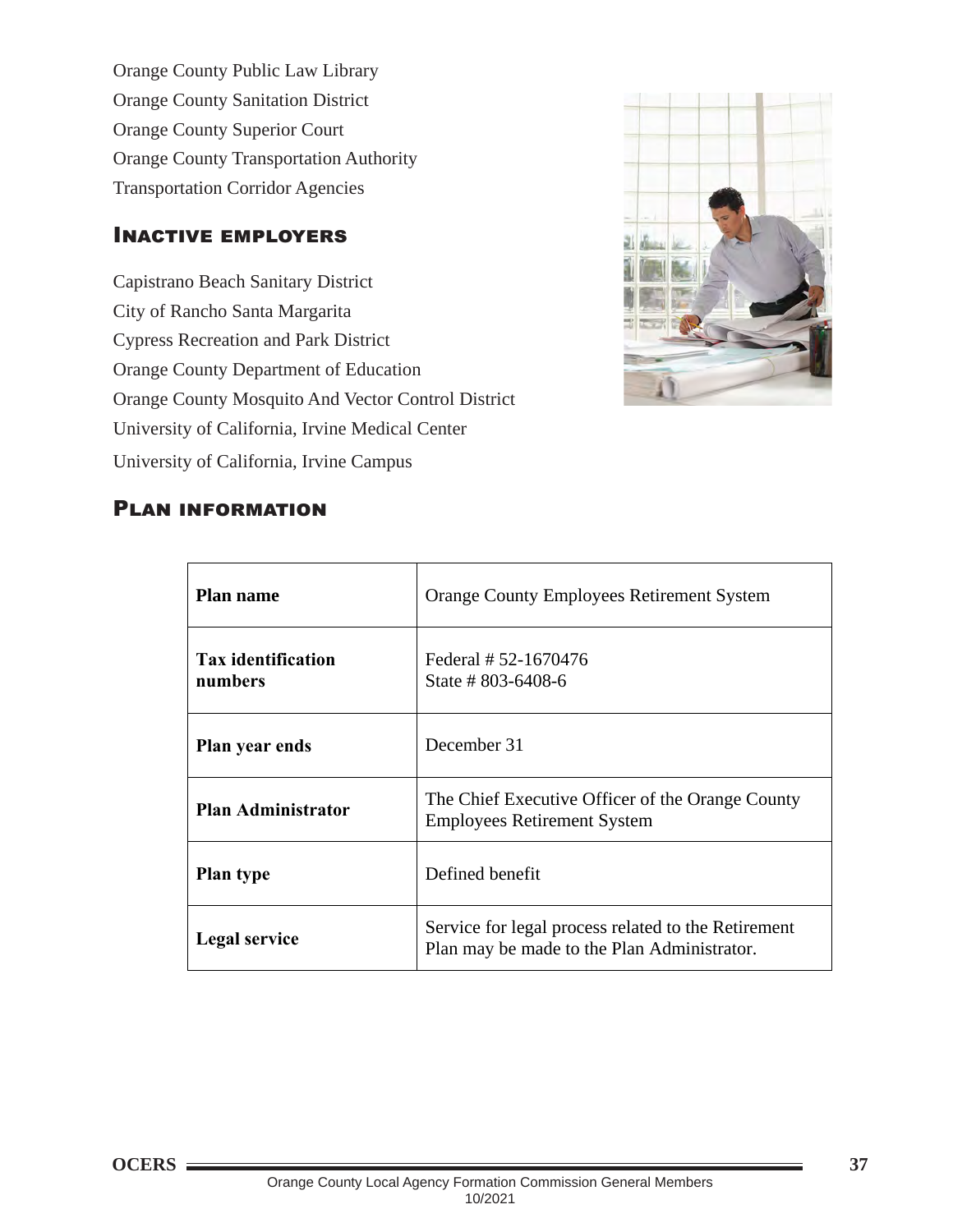Orange County Public Law Library
Orange County Sanitation District
Orange County Superior Court
Orange County Transportation Authority
Transportation Corridor Agencies

## Inactive employers

Capistrano Beach Sanitary District
City of Rancho Santa Margarita
Cypress Recreation and Park District
Orange County Department of Education
Orange County Mosquito And Vector Control District
University of California, Irvine Medical Center
University of California, Irvine Campus

## Plan information

| | |
|---|---|
| **Plan name** | Orange County Employees Retirement System |
| **Tax identification numbers** | Federal # 52-1670476<br>State # 803-6408-6 |
| **Plan year ends** | December 31 |
| **Plan Administrator** | The Chief Executive Officer of the Orange County Employees Retirement System |
| **Plan type** | Defined benefit |
| **Legal service** | Service for legal process related to the Retirement Plan may be made to the Plan Administrator. |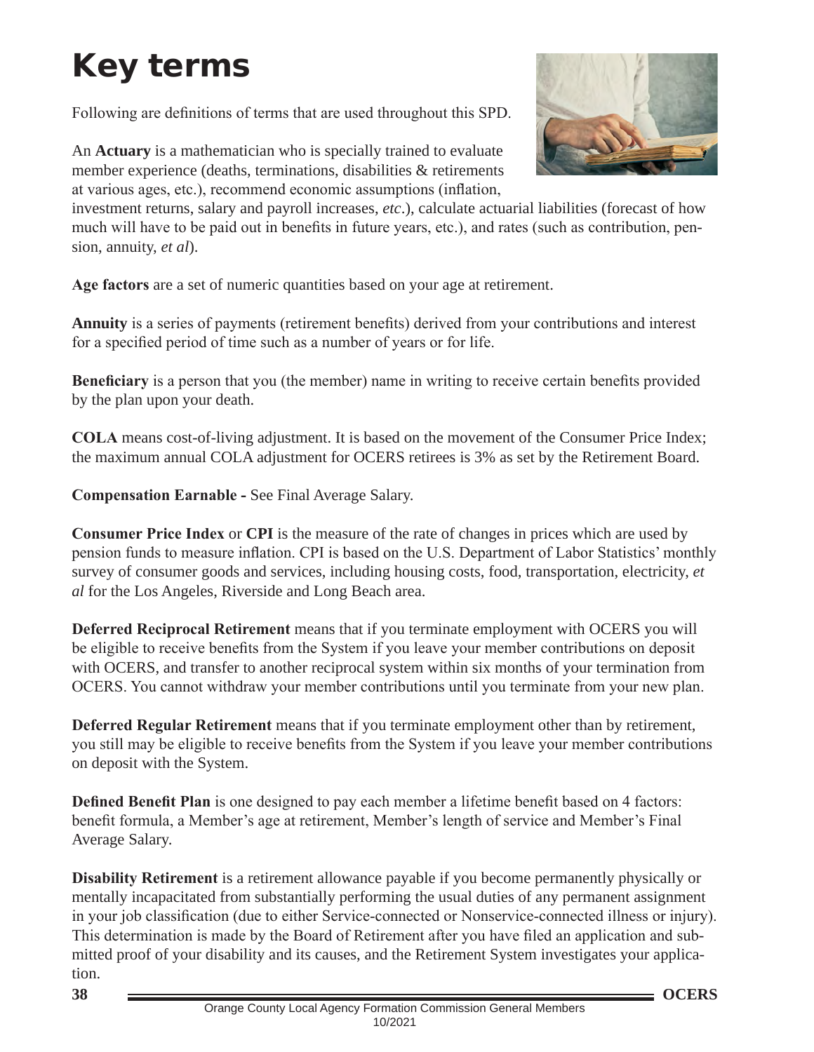# Key terms

Following are definitions of terms that are used throughout this SPD.

An **Actuary** is a mathematician who is specially trained to evaluate member experience (deaths, terminations, disabilities & retirements at various ages, etc.), recommend economic assumptions (inflation, investment returns, salary and payroll increases, *etc*.), calculate actuarial liabilities (forecast of how much will have to be paid out in benefits in future years, etc.), and rates (such as contribution, pension, annuity, *et al*).

**Age factors** are a set of numeric quantities based on your age at retirement.

**Annuity** is a series of payments (retirement benefits) derived from your contributions and interest for a specified period of time such as a number of years or for life.

**Beneficiary** is a person that you (the member) name in writing to receive certain benefits provided by the plan upon your death.

**COLA** means cost-of-living adjustment. It is based on the movement of the Consumer Price Index; the maximum annual COLA adjustment for OCERS retirees is 3% as set by the Retirement Board.

**Compensation Earnable -** See Final Average Salary.

**Consumer Price Index** or **CPI** is the measure of the rate of changes in prices which are used by pension funds to measure inflation. CPI is based on the U.S. Department of Labor Statistics' monthly survey of consumer goods and services, including housing costs, food, transportation, electricity, *et al* for the Los Angeles, Riverside and Long Beach area.

**Deferred Reciprocal Retirement** means that if you terminate employment with OCERS you will be eligible to receive benefits from the System if you leave your member contributions on deposit with OCERS, and transfer to another reciprocal system within six months of your termination from OCERS. You cannot withdraw your member contributions until you terminate from your new plan.

**Deferred Regular Retirement** means that if you terminate employment other than by retirement, you still may be eligible to receive benefits from the System if you leave your member contributions on deposit with the System.

**Defined Benefit Plan** is one designed to pay each member a lifetime benefit based on 4 factors: benefit formula, a Member's age at retirement, Member's length of service and Member's Final Average Salary.

**Disability Retirement** is a retirement allowance payable if you become permanently physically or mentally incapacitated from substantially performing the usual duties of any permanent assignment in your job classification (due to either Service-connected or Nonservice-connected illness or injury). This determination is made by the Board of Retirement after you have filed an application and submitted proof of your disability and its causes, and the Retirement System investigates your application.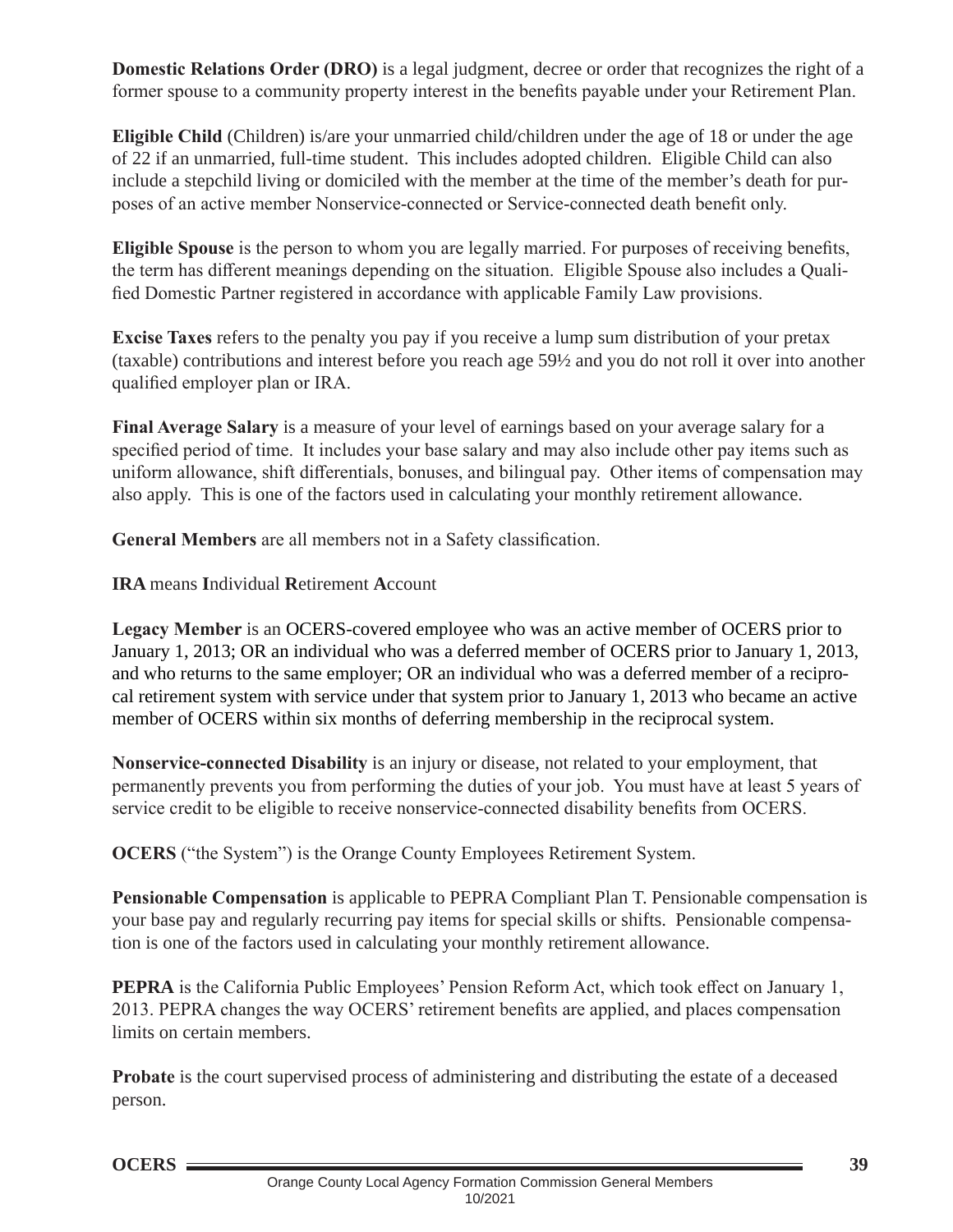**Domestic Relations Order (DRO)** is a legal judgment, decree or order that recognizes the right of a former spouse to a community property interest in the benefits payable under your Retirement Plan.

**Eligible Child** (Children) is/are your unmarried child/children under the age of 18 or under the age of 22 if an unmarried, full-time student. This includes adopted children. Eligible Child can also include a stepchild living or domiciled with the member at the time of the member's death for purposes of an active member Nonservice-connected or Service-connected death benefit only.

**Eligible Spouse** is the person to whom you are legally married. For purposes of receiving benefits, the term has different meanings depending on the situation. Eligible Spouse also includes a Qualified Domestic Partner registered in accordance with applicable Family Law provisions.

**Excise Taxes** refers to the penalty you pay if you receive a lump sum distribution of your pretax (taxable) contributions and interest before you reach age 59½ and you do not roll it over into another qualified employer plan or IRA.

**Final Average Salary** is a measure of your level of earnings based on your average salary for a specified period of time. It includes your base salary and may also include other pay items such as uniform allowance, shift differentials, bonuses, and bilingual pay. Other items of compensation may also apply. This is one of the factors used in calculating your monthly retirement allowance.

**General Members** are all members not in a Safety classification.

**IRA** means **I**ndividual **R**etirement **A**ccount

**Legacy Member** is an OCERS-covered employee who was an active member of OCERS prior to January 1, 2013; OR an individual who was a deferred member of OCERS prior to January 1, 2013, and who returns to the same employer; OR an individual who was a deferred member of a reciprocal retirement system with service under that system prior to January 1, 2013 who became an active member of OCERS within six months of deferring membership in the reciprocal system.

**Nonservice-connected Disability** is an injury or disease, not related to your employment, that permanently prevents you from performing the duties of your job. You must have at least 5 years of service credit to be eligible to receive nonservice-connected disability benefits from OCERS.

**OCERS** ("the System") is the Orange County Employees Retirement System.

**Pensionable Compensation** is applicable to PEPRA Compliant Plan T. Pensionable compensation is your base pay and regularly recurring pay items for special skills or shifts. Pensionable compensation is one of the factors used in calculating your monthly retirement allowance.

**PEPRA** is the California Public Employees' Pension Reform Act, which took effect on January 1, 2013. PEPRA changes the way OCERS' retirement benefits are applied, and places compensation limits on certain members.

**Probate** is the court supervised process of administering and distributing the estate of a deceased person.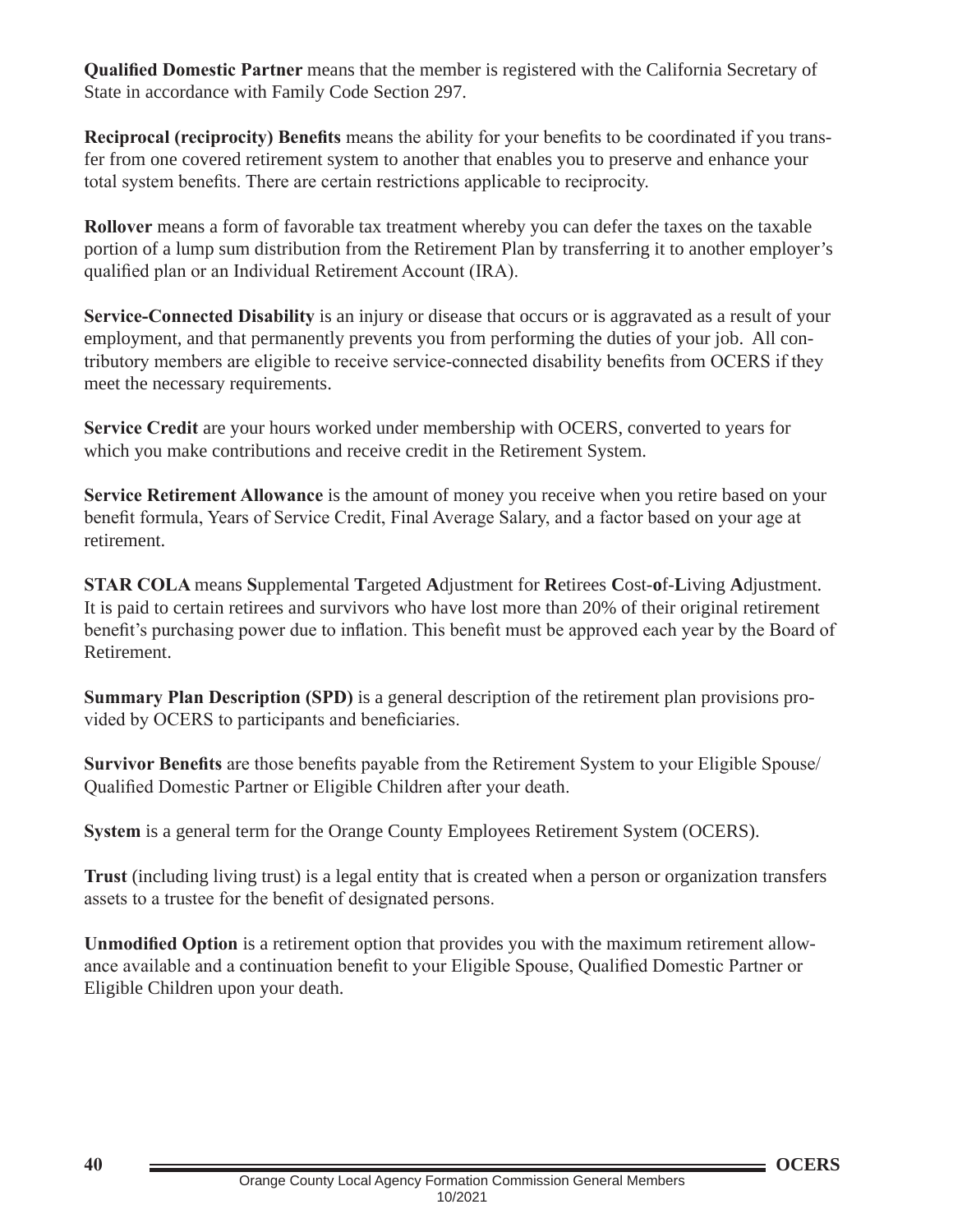**Qualified Domestic Partner** means that the member is registered with the California Secretary of State in accordance with Family Code Section 297.

**Reciprocal (reciprocity) Benefits** means the ability for your benefits to be coordinated if you transfer from one covered retirement system to another that enables you to preserve and enhance your total system benefits. There are certain restrictions applicable to reciprocity.

**Rollover** means a form of favorable tax treatment whereby you can defer the taxes on the taxable portion of a lump sum distribution from the Retirement Plan by transferring it to another employer's qualified plan or an Individual Retirement Account (IRA).

**Service-Connected Disability** is an injury or disease that occurs or is aggravated as a result of your employment, and that permanently prevents you from performing the duties of your job. All contributory members are eligible to receive service-connected disability benefits from OCERS if they meet the necessary requirements.

**Service Credit** are your hours worked under membership with OCERS, converted to years for which you make contributions and receive credit in the Retirement System.

**Service Retirement Allowance** is the amount of money you receive when you retire based on your benefit formula, Years of Service Credit, Final Average Salary, and a factor based on your age at retirement.

**STAR COLA** means **S**upplemental **T**argeted **A**djustment for **R**etirees **C**ost-**o**f-**L**iving **A**djustment. It is paid to certain retirees and survivors who have lost more than 20% of their original retirement benefit's purchasing power due to inflation. This benefit must be approved each year by the Board of Retirement.

**Summary Plan Description (SPD)** is a general description of the retirement plan provisions provided by OCERS to participants and beneficiaries.

**Survivor Benefits** are those benefits payable from the Retirement System to your Eligible Spouse/Qualified Domestic Partner or Eligible Children after your death.

**System** is a general term for the Orange County Employees Retirement System (OCERS).

**Trust** (including living trust) is a legal entity that is created when a person or organization transfers assets to a trustee for the benefit of designated persons.

**Unmodified Option** is a retirement option that provides you with the maximum retirement allowance available and a continuation benefit to your Eligible Spouse, Qualified Domestic Partner or Eligible Children upon your death.